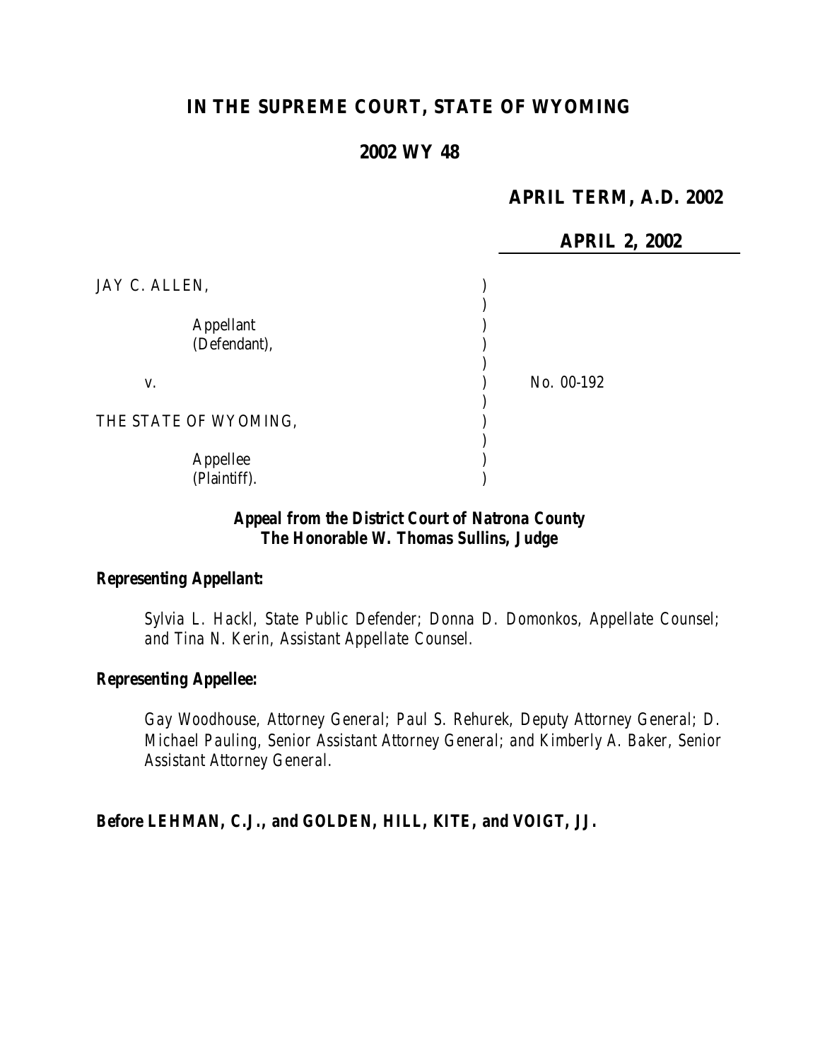# IN THE SUPREME COURT, STATE OF WYOMING

## 2002 WY 48

**APRIL TERM, A.D. 2002**

**APRIL 2, 2002**

| | | |
|---|---|---|
| JAY C. ALLEN, | ) | |
| | ) | |
| Appellant (Defendant), | ) | |
| | ) | |
| v. | ) | No. 00-192 |
| | ) | |
| THE STATE OF WYOMING, | ) | |
| | ) | |
| Appellee (Plaintiff). | ) | |

***Appeal from the District Court of Natrona County***
***The Honorable W. Thomas Sullins, Judge***

***Representing Appellant:***

Sylvia L. Hackl, State Public Defender; Donna D. Domonkos, Appellate Counsel; and Tina N. Kerin, Assistant Appellate Counsel.

***Representing Appellee:***

Gay Woodhouse, Attorney General; Paul S. Rehurek, Deputy Attorney General; D. Michael Pauling, Senior Assistant Attorney General; and Kimberly A. Baker, Senior Assistant Attorney General.

***Before LEHMAN, C.J., and GOLDEN, HILL, KITE, and VOIGT, JJ.***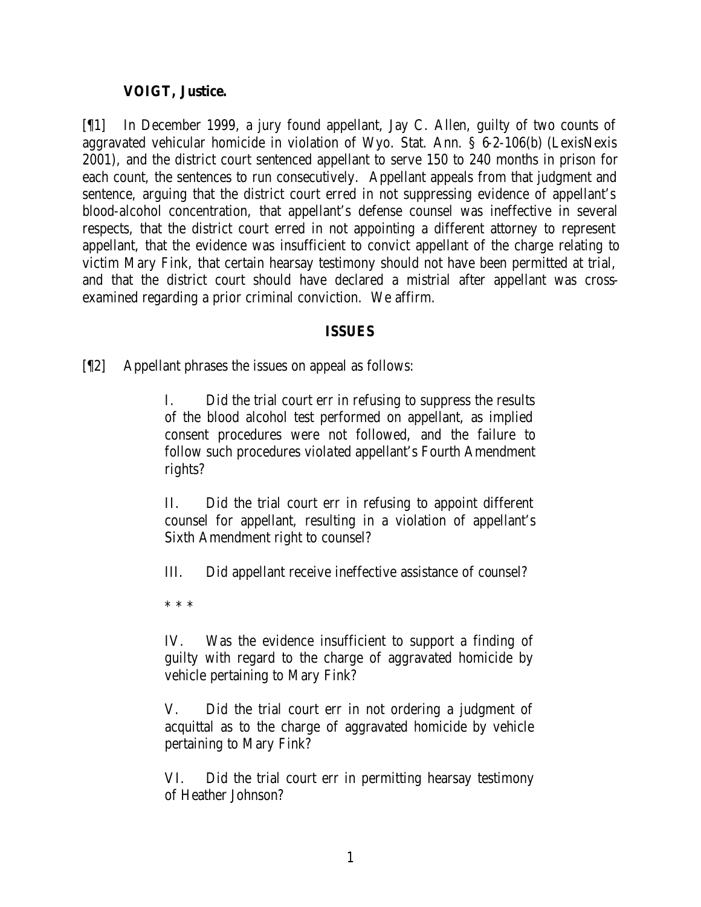**VOIGT, Justice.**

[¶1] In December 1999, a jury found appellant, Jay C. Allen, guilty of two counts of aggravated vehicular homicide in violation of Wyo. Stat. Ann. § 6-2-106(b) (LexisNexis 2001), and the district court sentenced appellant to serve 150 to 240 months in prison for each count, the sentences to run consecutively. Appellant appeals from that judgment and sentence, arguing that the district court erred in not suppressing evidence of appellant's blood-alcohol concentration, that appellant's defense counsel was ineffective in several respects, that the district court erred in not appointing a different attorney to represent appellant, that the evidence was insufficient to convict appellant of the charge relating to victim Mary Fink, that certain hearsay testimony should not have been permitted at trial, and that the district court should have declared a mistrial after appellant was cross-examined regarding a prior criminal conviction. We affirm.

## ISSUES

[¶2] Appellant phrases the issues on appeal as follows:

> I. Did the trial court err in refusing to suppress the results of the blood alcohol test performed on appellant, as implied consent procedures were not followed, and the failure to follow such procedures violated appellant's Fourth Amendment rights?
>
> II. Did the trial court err in refusing to appoint different counsel for appellant, resulting in a violation of appellant's Sixth Amendment right to counsel?
>
> III. Did appellant receive ineffective assistance of counsel?
>
> \* \* \*
>
> IV. Was the evidence insufficient to support a finding of guilty with regard to the charge of aggravated homicide by vehicle pertaining to Mary Fink?
>
> V. Did the trial court err in not ordering a judgment of acquittal as to the charge of aggravated homicide by vehicle pertaining to Mary Fink?
>
> VI. Did the trial court err in permitting hearsay testimony of Heather Johnson?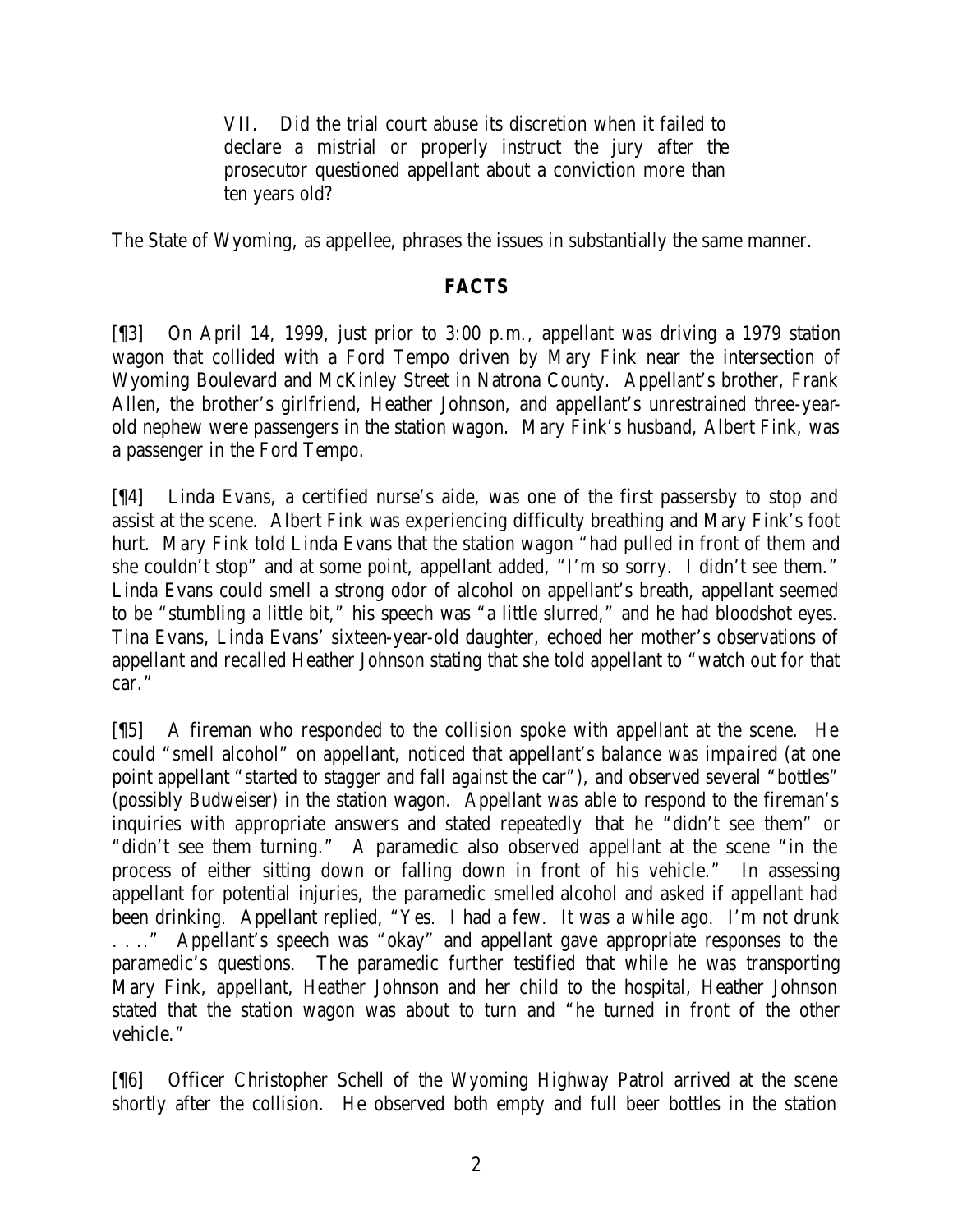> VII. Did the trial court abuse its discretion when it failed to declare a mistrial or properly instruct the jury after the prosecutor questioned appellant about a conviction more than ten years old?

The State of Wyoming, as appellee, phrases the issues in substantially the same manner.

## FACTS

[¶3] On April 14, 1999, just prior to 3:00 p.m., appellant was driving a 1979 station wagon that collided with a Ford Tempo driven by Mary Fink near the intersection of Wyoming Boulevard and McKinley Street in Natrona County. Appellant's brother, Frank Allen, the brother's girlfriend, Heather Johnson, and appellant's unrestrained three-year-old nephew were passengers in the station wagon. Mary Fink's husband, Albert Fink, was a passenger in the Ford Tempo.

[¶4] Linda Evans, a certified nurse's aide, was one of the first passersby to stop and assist at the scene. Albert Fink was experiencing difficulty breathing and Mary Fink's foot hurt. Mary Fink told Linda Evans that the station wagon "had pulled in front of them and she couldn't stop" and at some point, appellant added, "I'm so sorry. I didn't see them." Linda Evans could smell a strong odor of alcohol on appellant's breath, appellant seemed to be "stumbling a little bit," his speech was "a little slurred," and he had bloodshot eyes. Tina Evans, Linda Evans' sixteen-year-old daughter, echoed her mother's observations of appellant and recalled Heather Johnson stating that she told appellant to "watch out for that car."

[¶5] A fireman who responded to the collision spoke with appellant at the scene. He could "smell alcohol" on appellant, noticed that appellant's balance was impaired (at one point appellant "started to stagger and fall against the car"), and observed several "bottles" (possibly Budweiser) in the station wagon. Appellant was able to respond to the fireman's inquiries with appropriate answers and stated repeatedly that he "didn't see them" or "didn't see them turning." A paramedic also observed appellant at the scene "in the process of either sitting down or falling down in front of his vehicle." In assessing appellant for potential injuries, the paramedic smelled alcohol and asked if appellant had been drinking. Appellant replied, "Yes. I had a few. It was a while ago. I'm not drunk . . .." Appellant's speech was "okay" and appellant gave appropriate responses to the paramedic's questions. The paramedic further testified that while he was transporting Mary Fink, appellant, Heather Johnson and her child to the hospital, Heather Johnson stated that the station wagon was about to turn and "he turned in front of the other vehicle."

[¶6] Officer Christopher Schell of the Wyoming Highway Patrol arrived at the scene shortly after the collision. He observed both empty and full beer bottles in the station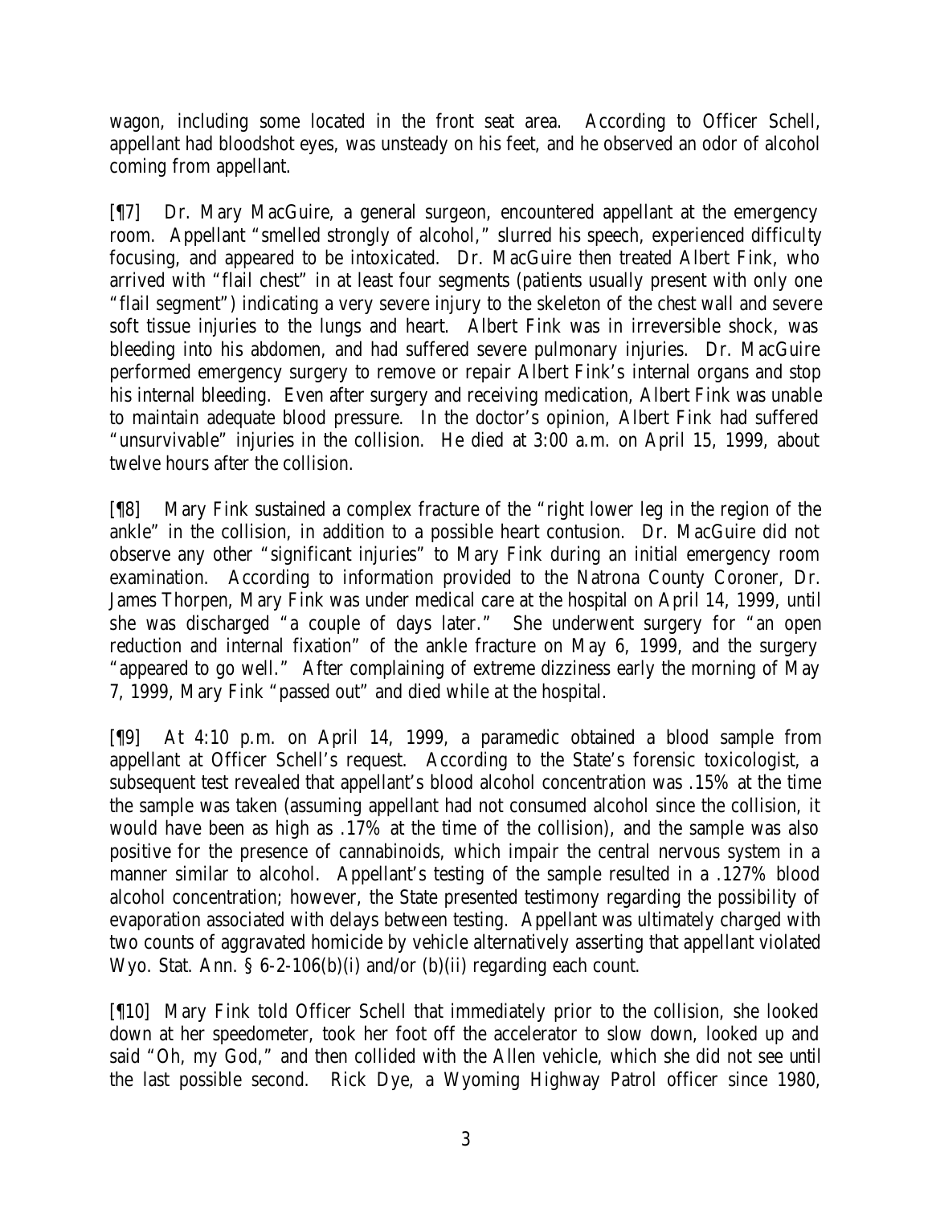wagon, including some located in the front seat area. According to Officer Schell, appellant had bloodshot eyes, was unsteady on his feet, and he observed an odor of alcohol coming from appellant.

[¶7] Dr. Mary MacGuire, a general surgeon, encountered appellant at the emergency room. Appellant "smelled strongly of alcohol," slurred his speech, experienced difficulty focusing, and appeared to be intoxicated. Dr. MacGuire then treated Albert Fink, who arrived with "flail chest" in at least four segments (patients usually present with only one "flail segment") indicating a very severe injury to the skeleton of the chest wall and severe soft tissue injuries to the lungs and heart. Albert Fink was in irreversible shock, was bleeding into his abdomen, and had suffered severe pulmonary injuries. Dr. MacGuire performed emergency surgery to remove or repair Albert Fink's internal organs and stop his internal bleeding. Even after surgery and receiving medication, Albert Fink was unable to maintain adequate blood pressure. In the doctor's opinion, Albert Fink had suffered "unsurvivable" injuries in the collision. He died at 3:00 a.m. on April 15, 1999, about twelve hours after the collision.

[¶8] Mary Fink sustained a complex fracture of the "right lower leg in the region of the ankle" in the collision, in addition to a possible heart contusion. Dr. MacGuire did not observe any other "significant injuries" to Mary Fink during an initial emergency room examination. According to information provided to the Natrona County Coroner, Dr. James Thorpen, Mary Fink was under medical care at the hospital on April 14, 1999, until she was discharged "a couple of days later." She underwent surgery for "an open reduction and internal fixation" of the ankle fracture on May 6, 1999, and the surgery "appeared to go well." After complaining of extreme dizziness early the morning of May 7, 1999, Mary Fink "passed out" and died while at the hospital.

[¶9] At 4:10 p.m. on April 14, 1999, a paramedic obtained a blood sample from appellant at Officer Schell's request. According to the State's forensic toxicologist, a subsequent test revealed that appellant's blood alcohol concentration was .15% at the time the sample was taken (assuming appellant had not consumed alcohol since the collision, it would have been as high as .17% at the time of the collision), and the sample was also positive for the presence of cannabinoids, which impair the central nervous system in a manner similar to alcohol. Appellant's testing of the sample resulted in a .127% blood alcohol concentration; however, the State presented testimony regarding the possibility of evaporation associated with delays between testing. Appellant was ultimately charged with two counts of aggravated homicide by vehicle alternatively asserting that appellant violated Wyo. Stat. Ann. § 6-2-106(b)(i) and/or (b)(ii) regarding each count.

[¶10] Mary Fink told Officer Schell that immediately prior to the collision, she looked down at her speedometer, took her foot off the accelerator to slow down, looked up and said "Oh, my God," and then collided with the Allen vehicle, which she did not see until the last possible second. Rick Dye, a Wyoming Highway Patrol officer since 1980,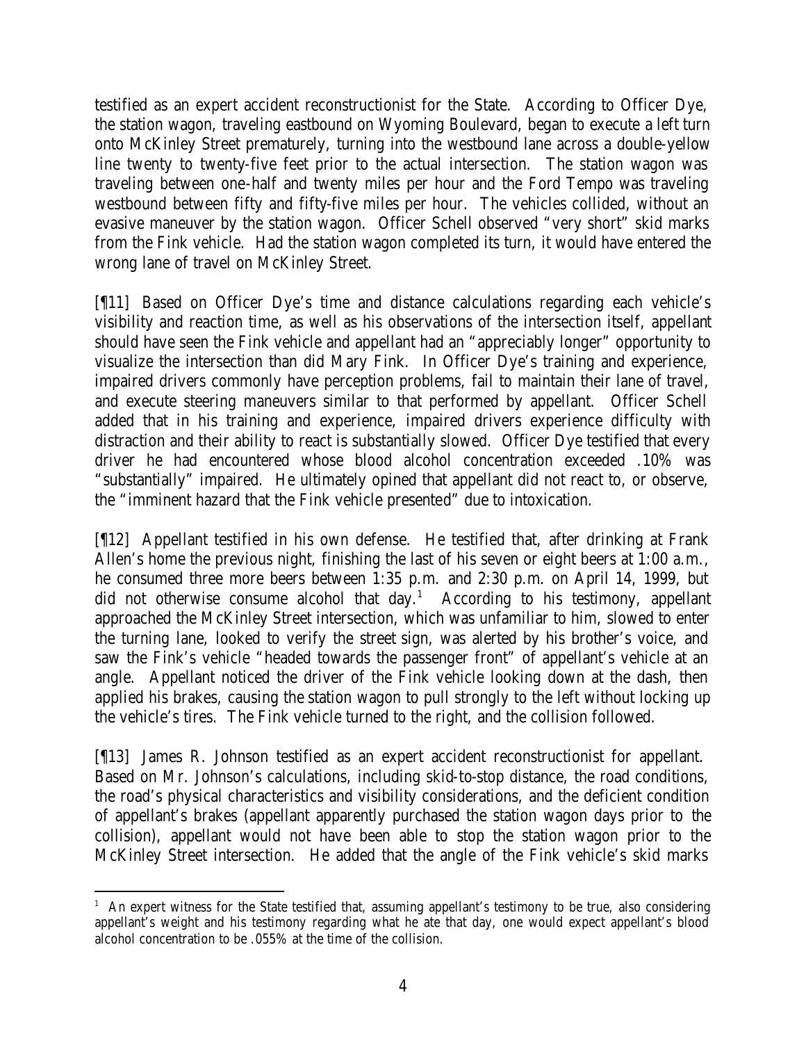testified as an expert accident reconstructionist for the State. According to Officer Dye, the station wagon, traveling eastbound on Wyoming Boulevard, began to execute a left turn onto McKinley Street prematurely, turning into the westbound lane across a double-yellow line twenty to twenty-five feet prior to the actual intersection. The station wagon was traveling between one-half and twenty miles per hour and the Ford Tempo was traveling westbound between fifty and fifty-five miles per hour. The vehicles collided, without an evasive maneuver by the station wagon. Officer Schell observed "very short" skid marks from the Fink vehicle. Had the station wagon completed its turn, it would have entered the wrong lane of travel on McKinley Street.

[¶11] Based on Officer Dye's time and distance calculations regarding each vehicle's visibility and reaction time, as well as his observations of the intersection itself, appellant should have seen the Fink vehicle and appellant had an "appreciably longer" opportunity to visualize the intersection than did Mary Fink. In Officer Dye's training and experience, impaired drivers commonly have perception problems, fail to maintain their lane of travel, and execute steering maneuvers similar to that performed by appellant. Officer Schell added that in his training and experience, impaired drivers experience difficulty with distraction and their ability to react is substantially slowed. Officer Dye testified that every driver he had encountered whose blood alcohol concentration exceeded .10% was "substantially" impaired. He ultimately opined that appellant did not react to, or observe, the "imminent hazard that the Fink vehicle presented" due to intoxication.

[¶12] Appellant testified in his own defense. He testified that, after drinking at Frank Allen's home the previous night, finishing the last of his seven or eight beers at 1:00 a.m., he consumed three more beers between 1:35 p.m. and 2:30 p.m. on April 14, 1999, but did not otherwise consume alcohol that day.[1] According to his testimony, appellant approached the McKinley Street intersection, which was unfamiliar to him, slowed to enter the turning lane, looked to verify the street sign, was alerted by his brother's voice, and saw the Fink's vehicle "headed towards the passenger front" of appellant's vehicle at an angle. Appellant noticed the driver of the Fink vehicle looking down at the dash, then applied his brakes, causing the station wagon to pull strongly to the left without locking up the vehicle's tires. The Fink vehicle turned to the right, and the collision followed.

[¶13] James R. Johnson testified as an expert accident reconstructionist for appellant. Based on Mr. Johnson's calculations, including skid-to-stop distance, the road conditions, the road's physical characteristics and visibility considerations, and the deficient condition of appellant's brakes (appellant apparently purchased the station wagon days prior to the collision), appellant would not have been able to stop the station wagon prior to the McKinley Street intersection. He added that the angle of the Fink vehicle's skid marks

[1] An expert witness for the State testified that, assuming appellant's testimony to be true, also considering appellant's weight and his testimony regarding what he ate that day, one would expect appellant's blood alcohol concentration to be .055% at the time of the collision.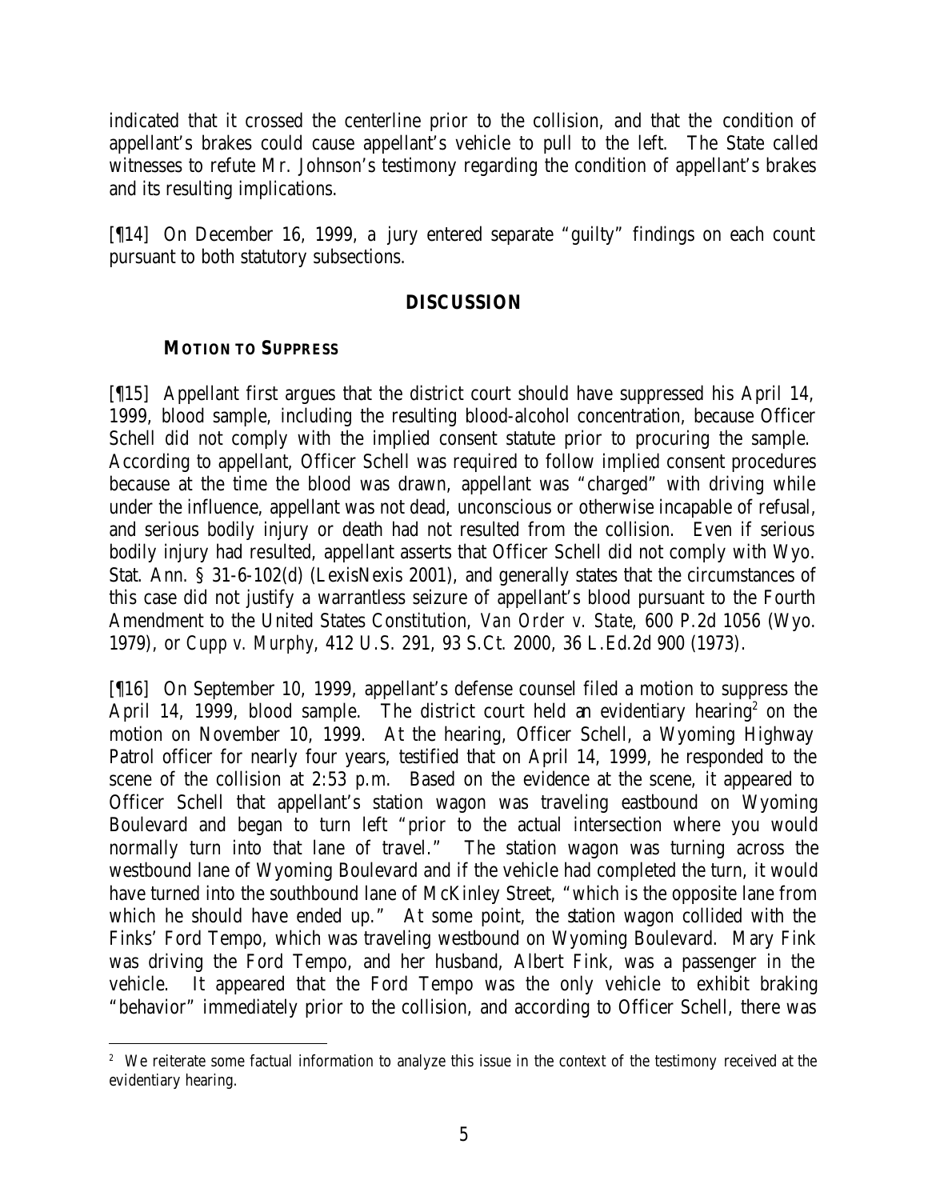indicated that it crossed the centerline prior to the collision, and that the condition of appellant's brakes could cause appellant's vehicle to pull to the left. The State called witnesses to refute Mr. Johnson's testimony regarding the condition of appellant's brakes and its resulting implications.

[¶14] On December 16, 1999, a jury entered separate "guilty" findings on each count pursuant to both statutory subsections.

## DISCUSSION

### MOTION TO SUPPRESS

[¶15] Appellant first argues that the district court should have suppressed his April 14, 1999, blood sample, including the resulting blood-alcohol concentration, because Officer Schell did not comply with the implied consent statute prior to procuring the sample. According to appellant, Officer Schell was required to follow implied consent procedures because at the time the blood was drawn, appellant was "charged" with driving while under the influence, appellant was not dead, unconscious or otherwise incapable of refusal, and serious bodily injury or death had not resulted from the collision. Even if serious bodily injury had resulted, appellant asserts that Officer Schell did not comply with Wyo. Stat. Ann. § 31-6-102(d) (LexisNexis 2001), and generally states that the circumstances of this case did not justify a warrantless seizure of appellant's blood pursuant to the Fourth Amendment to the United States Constitution, *Van Order v. State*, 600 P.2d 1056 (Wyo. 1979), or *Cupp v. Murphy*, 412 U.S. 291, 93 S.Ct. 2000, 36 L.Ed.2d 900 (1973).

[¶16] On September 10, 1999, appellant's defense counsel filed a motion to suppress the April 14, 1999, blood sample. The district court held an evidentiary hearing[2] on the motion on November 10, 1999. At the hearing, Officer Schell, a Wyoming Highway Patrol officer for nearly four years, testified that on April 14, 1999, he responded to the scene of the collision at 2:53 p.m. Based on the evidence at the scene, it appeared to Officer Schell that appellant's station wagon was traveling eastbound on Wyoming Boulevard and began to turn left "prior to the actual intersection where you would normally turn into that lane of travel." The station wagon was turning across the westbound lane of Wyoming Boulevard and if the vehicle had completed the turn, it would have turned into the southbound lane of McKinley Street, "which is the opposite lane from which he should have ended up." At some point, the station wagon collided with the Finks' Ford Tempo, which was traveling westbound on Wyoming Boulevard. Mary Fink was driving the Ford Tempo, and her husband, Albert Fink, was a passenger in the vehicle. It appeared that the Ford Tempo was the only vehicle to exhibit braking "behavior" immediately prior to the collision, and according to Officer Schell, there was

[2] We reiterate some factual information to analyze this issue in the context of the testimony received at the evidentiary hearing.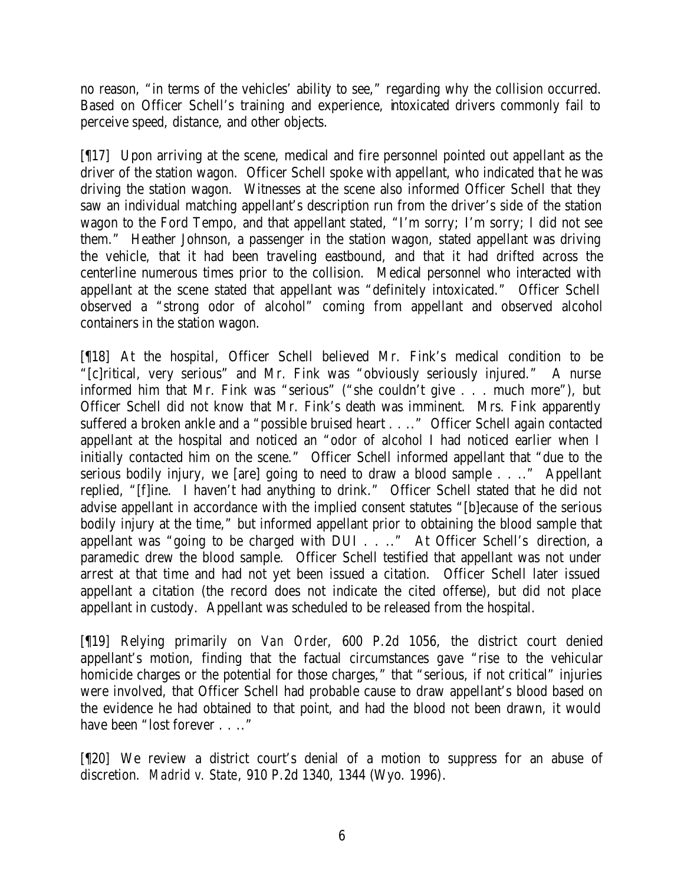no reason, "in terms of the vehicles' ability to see," regarding why the collision occurred. Based on Officer Schell's training and experience, intoxicated drivers commonly fail to perceive speed, distance, and other objects.

[¶17] Upon arriving at the scene, medical and fire personnel pointed out appellant as the driver of the station wagon. Officer Schell spoke with appellant, who indicated that he was driving the station wagon. Witnesses at the scene also informed Officer Schell that they saw an individual matching appellant's description run from the driver's side of the station wagon to the Ford Tempo, and that appellant stated, "I'm sorry; I'm sorry; I did not see them." Heather Johnson, a passenger in the station wagon, stated appellant was driving the vehicle, that it had been traveling eastbound, and that it had drifted across the centerline numerous times prior to the collision. Medical personnel who interacted with appellant at the scene stated that appellant was "definitely intoxicated." Officer Schell observed a "strong odor of alcohol" coming from appellant and observed alcohol containers in the station wagon.

[¶18] At the hospital, Officer Schell believed Mr. Fink's medical condition to be "[c]ritical, very serious" and Mr. Fink was "obviously seriously injured." A nurse informed him that Mr. Fink was "serious" ("she couldn't give . . . much more"), but Officer Schell did not know that Mr. Fink's death was imminent. Mrs. Fink apparently suffered a broken ankle and a "possible bruised heart . . . ." Officer Schell again contacted appellant at the hospital and noticed an "odor of alcohol I had noticed earlier when I initially contacted him on the scene." Officer Schell informed appellant that "due to the serious bodily injury, we [are] going to need to draw a blood sample . . . ." Appellant replied, "[f]ine. I haven't had anything to drink." Officer Schell stated that he did not advise appellant in accordance with the implied consent statutes "[b]ecause of the serious bodily injury at the time," but informed appellant prior to obtaining the blood sample that appellant was "going to be charged with DUI . . . ." At Officer Schell's direction, a paramedic drew the blood sample. Officer Schell testified that appellant was not under arrest at that time and had not yet been issued a citation. Officer Schell later issued appellant a citation (the record does not indicate the cited offense), but did not place appellant in custody. Appellant was scheduled to be released from the hospital.

[¶19] Relying primarily on *Van Order*, 600 P.2d 1056, the district court denied appellant's motion, finding that the factual circumstances gave "rise to the vehicular homicide charges or the potential for those charges," that "serious, if not critical" injuries were involved, that Officer Schell had probable cause to draw appellant's blood based on the evidence he had obtained to that point, and had the blood not been drawn, it would have been "lost forever . . . ."

[¶20] We review a district court's denial of a motion to suppress for an abuse of discretion. *Madrid v. State*, 910 P.2d 1340, 1344 (Wyo. 1996).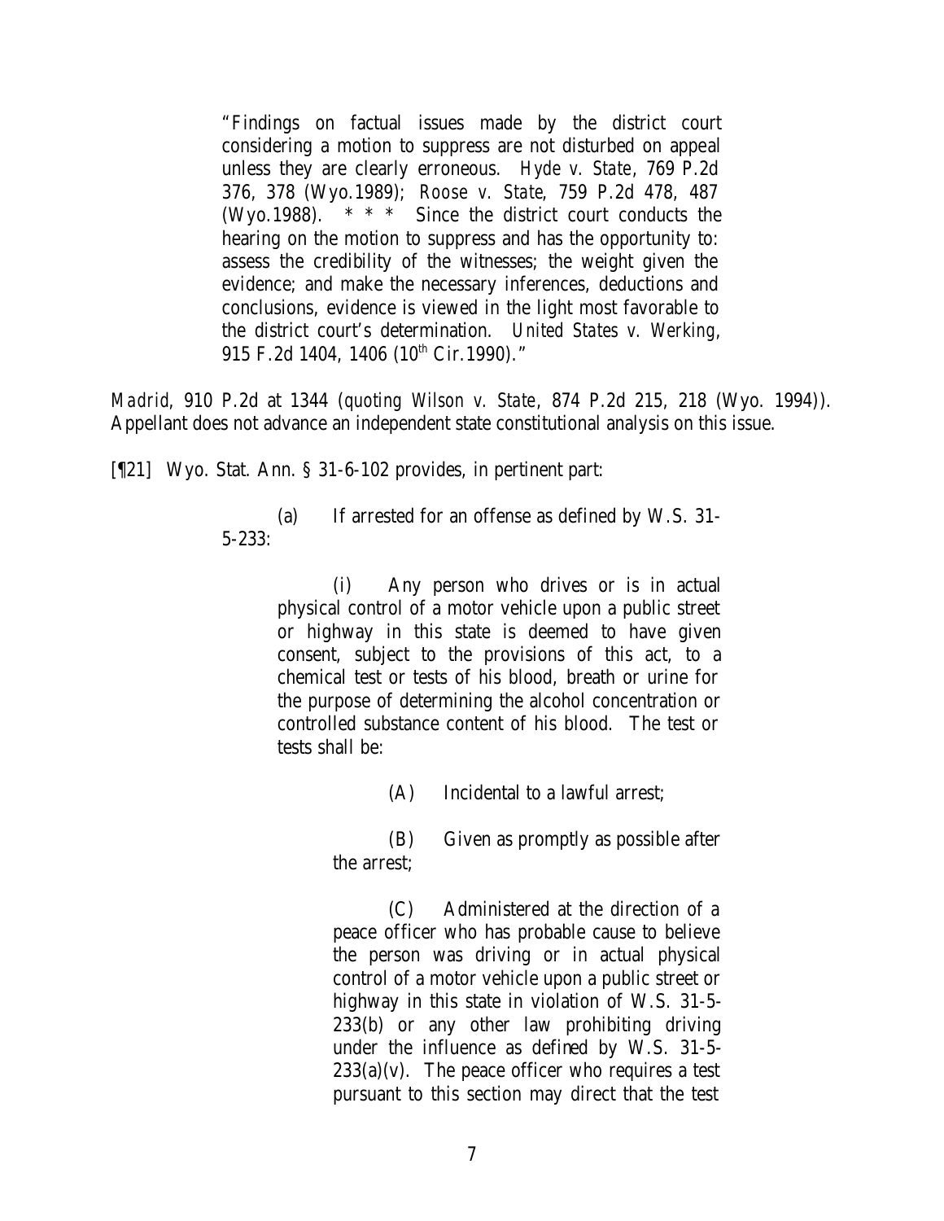> "Findings on factual issues made by the district court considering a motion to suppress are not disturbed on appeal unless they are clearly erroneous. *Hyde v. State*, 769 P.2d 376, 378 (Wyo.1989); *Roose v. State*, 759 P.2d 478, 487 (Wyo.1988). * * * Since the district court conducts the hearing on the motion to suppress and has the opportunity to: assess the credibility of the witnesses; the weight given the evidence; and make the necessary inferences, deductions and conclusions, evidence is viewed in the light most favorable to the district court's determination. *United States v. Werking*, 915 F.2d 1404, 1406 (10th Cir.1990)."

*Madrid*, 910 P.2d at 1344 (*quoting Wilson v. State*, 874 P.2d 215, 218 (Wyo. 1994)). Appellant does not advance an independent state constitutional analysis on this issue.

[¶21] Wyo. Stat. Ann. § 31-6-102 provides, in pertinent part:

> (a) If arrested for an offense as defined by W.S. 31-5-233:
>
> > (i) Any person who drives or is in actual physical control of a motor vehicle upon a public street or highway in this state is deemed to have given consent, subject to the provisions of this act, to a chemical test or tests of his blood, breath or urine for the purpose of determining the alcohol concentration or controlled substance content of his blood. The test or tests shall be:
> >
> > > (A) Incidental to a lawful arrest;
> > >
> > > (B) Given as promptly as possible after the arrest;
> > >
> > > (C) Administered at the direction of a peace officer who has probable cause to believe the person was driving or in actual physical control of a motor vehicle upon a public street or highway in this state in violation of W.S. 31-5-233(b) or any other law prohibiting driving under the influence as defined by W.S. 31-5-233(a)(v). The peace officer who requires a test pursuant to this section may direct that the test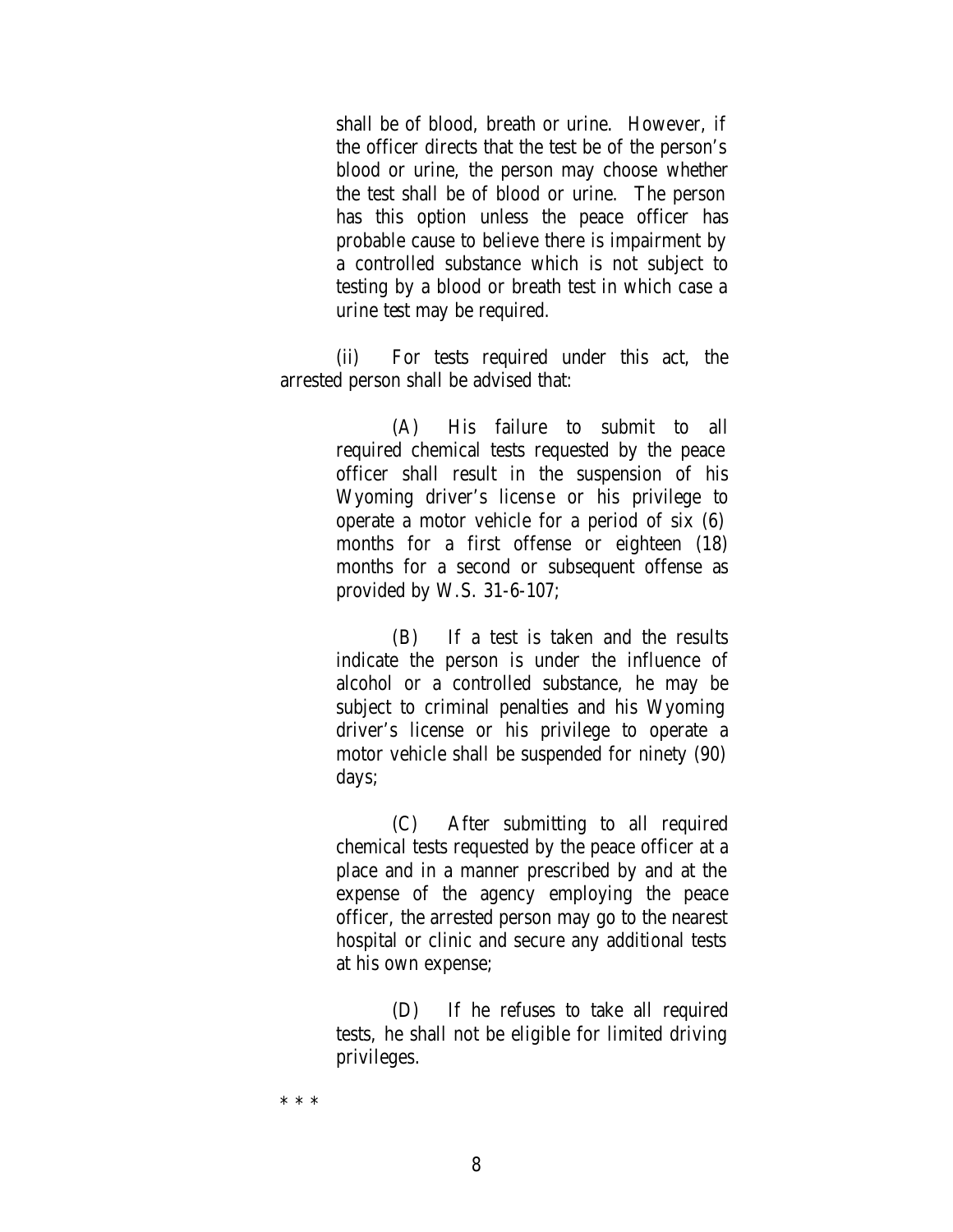shall be of blood, breath or urine. However, if the officer directs that the test be of the person's blood or urine, the person may choose whether the test shall be of blood or urine. The person has this option unless the peace officer has probable cause to believe there is impairment by a controlled substance which is not subject to testing by a blood or breath test in which case a urine test may be required.

(ii) For tests required under this act, the arrested person shall be advised that:

> (A) His failure to submit to all required chemical tests requested by the peace officer shall result in the suspension of his Wyoming driver's license or his privilege to operate a motor vehicle for a period of six (6) months for a first offense or eighteen (18) months for a second or subsequent offense as provided by W.S. 31-6-107;
>
> (B) If a test is taken and the results indicate the person is under the influence of alcohol or a controlled substance, he may be subject to criminal penalties and his Wyoming driver's license or his privilege to operate a motor vehicle shall be suspended for ninety (90) days;
>
> (C) After submitting to all required chemical tests requested by the peace officer at a place and in a manner prescribed by and at the expense of the agency employing the peace officer, the arrested person may go to the nearest hospital or clinic and secure any additional tests at his own expense;
>
> (D) If he refuses to take all required tests, he shall not be eligible for limited driving privileges.

* * *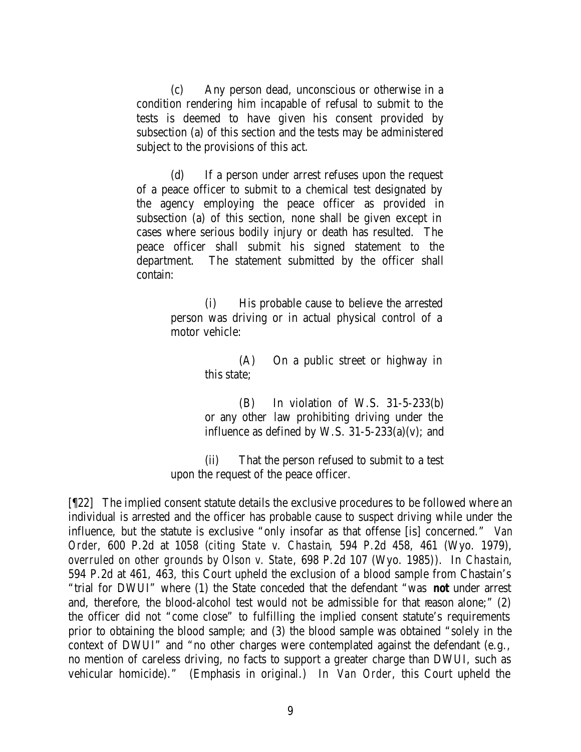(c) Any person dead, unconscious or otherwise in a condition rendering him incapable of refusal to submit to the tests is deemed to have given his consent provided by subsection (a) of this section and the tests may be administered subject to the provisions of this act.

(d) If a person under arrest refuses upon the request of a peace officer to submit to a chemical test designated by the agency employing the peace officer as provided in subsection (a) of this section, none shall be given except in cases where serious bodily injury or death has resulted. The peace officer shall submit his signed statement to the department. The statement submitted by the officer shall contain:

> (i) His probable cause to believe the arrested person was driving or in actual physical control of a motor vehicle:
>
> > (A) On a public street or highway in this state;
> >
> > (B) In violation of W.S. 31-5-233(b) or any other law prohibiting driving under the influence as defined by W.S. 31-5-233(a)(v); and
>
> (ii) That the person refused to submit to a test upon the request of the peace officer.

[¶22] The implied consent statute details the exclusive procedures to be followed where an individual is arrested and the officer has probable cause to suspect driving while under the influence, but the statute is exclusive "only insofar as that offense [is] concerned." *Van Order*, 600 P.2d at 1058 (*citing State v. Chastain*, 594 P.2d 458, 461 (Wyo. 1979), *overruled on other grounds by Olson v. State*, 698 P.2d 107 (Wyo. 1985)). In *Chastain*, 594 P.2d at 461, 463, this Court upheld the exclusion of a blood sample from Chastain's "trial for DWUI" where (1) the State conceded that the defendant "was **not** under arrest and, therefore, the blood-alcohol test would not be admissible for that reason alone;" (2) the officer did not "come close" to fulfilling the implied consent statute's requirements prior to obtaining the blood sample; and (3) the blood sample was obtained "solely in the context of DWUI" and "no other charges were contemplated against the defendant (e.g., no mention of careless driving, no facts to support a greater charge than DWUI, such as vehicular homicide)." (Emphasis in original.) In *Van Order*, this Court upheld the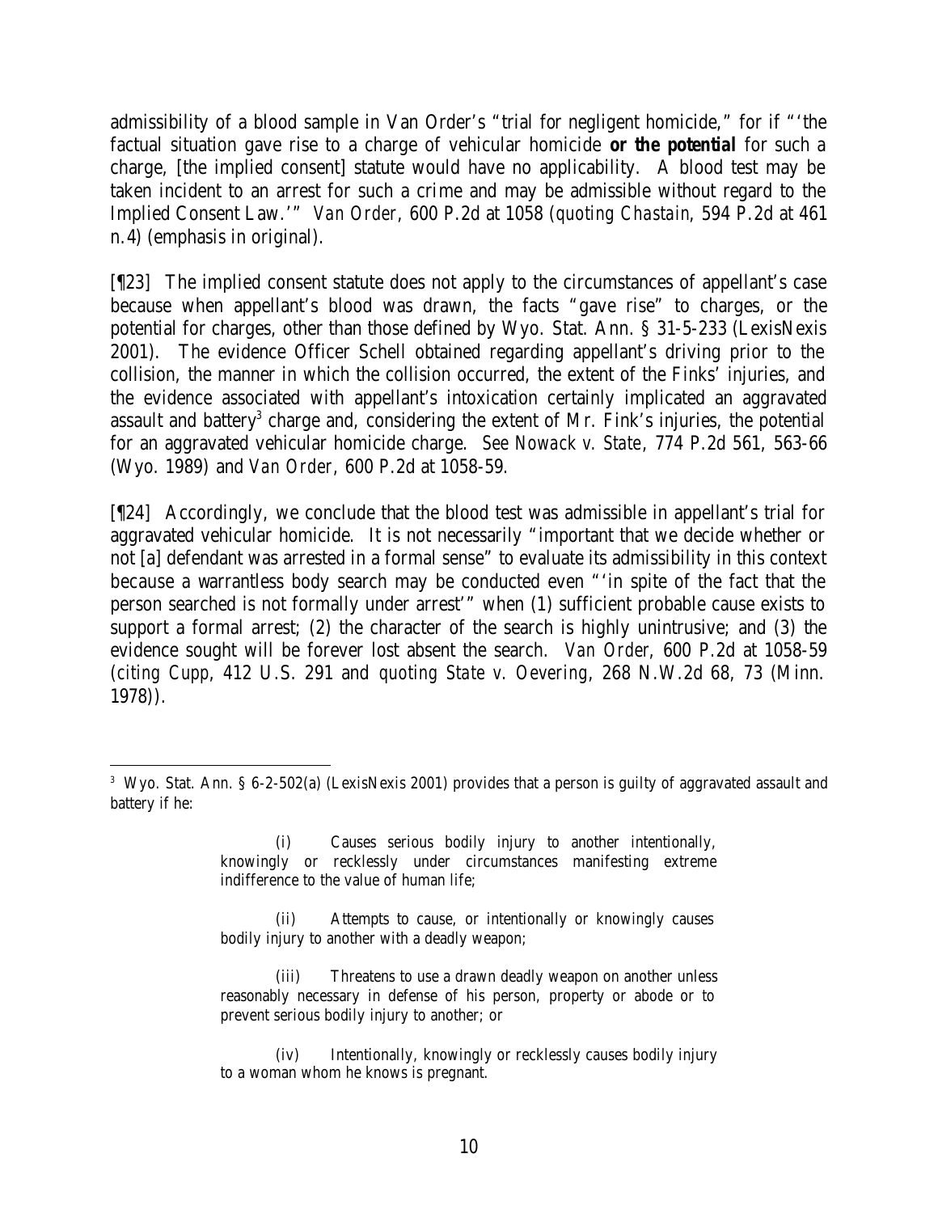admissibility of a blood sample in Van Order's "trial for negligent homicide," for if "'the factual situation gave rise to a charge of vehicular homicide ***or the potential*** for such a charge, [the implied consent] statute would have no applicability. A blood test may be taken incident to an arrest for such a crime and may be admissible without regard to the Implied Consent Law.'" *Van Order*, 600 P.2d at 1058 (*quoting Chastain*, 594 P.2d at 461 n.4) (emphasis in original).

[¶23] The implied consent statute does not apply to the circumstances of appellant's case because when appellant's blood was drawn, the facts "gave rise" to charges, or the potential for charges, other than those defined by Wyo. Stat. Ann. § 31-5-233 (LexisNexis 2001). The evidence Officer Schell obtained regarding appellant's driving prior to the collision, the manner in which the collision occurred, the extent of the Finks' injuries, and the evidence associated with appellant's intoxication certainly implicated an aggravated assault and battery[3] charge and, considering the extent of Mr. Fink's injuries, the potential for an aggravated vehicular homicide charge. *See Nowack v. State*, 774 P.2d 561, 563-66 (Wyo. 1989) and *Van Order*, 600 P.2d at 1058-59.

[¶24] Accordingly, we conclude that the blood test was admissible in appellant's trial for aggravated vehicular homicide. It is not necessarily "important that we decide whether or not [a] defendant was arrested in a formal sense" to evaluate its admissibility in this context because a warrantless body search may be conducted even "'in spite of the fact that the person searched is not formally under arrest'" when (1) sufficient probable cause exists to support a formal arrest; (2) the character of the search is highly unintrusive; and (3) the evidence sought will be forever lost absent the search. *Van Order*, 600 P.2d at 1058-59 (*citing Cupp*, 412 U.S. 291 and *quoting State v. Oevering*, 268 N.W.2d 68, 73 (Minn. 1978)).

---

[3] Wyo. Stat. Ann. § 6-2-502(a) (LexisNexis 2001) provides that a person is guilty of aggravated assault and battery if he:

> (i) Causes serious bodily injury to another intentionally, knowingly or recklessly under circumstances manifesting extreme indifference to the value of human life;
>
> (ii) Attempts to cause, or intentionally or knowingly causes bodily injury to another with a deadly weapon;
>
> (iii) Threatens to use a drawn deadly weapon on another unless reasonably necessary in defense of his person, property or abode or to prevent serious bodily injury to another; or
>
> (iv) Intentionally, knowingly or recklessly causes bodily injury to a woman whom he knows is pregnant.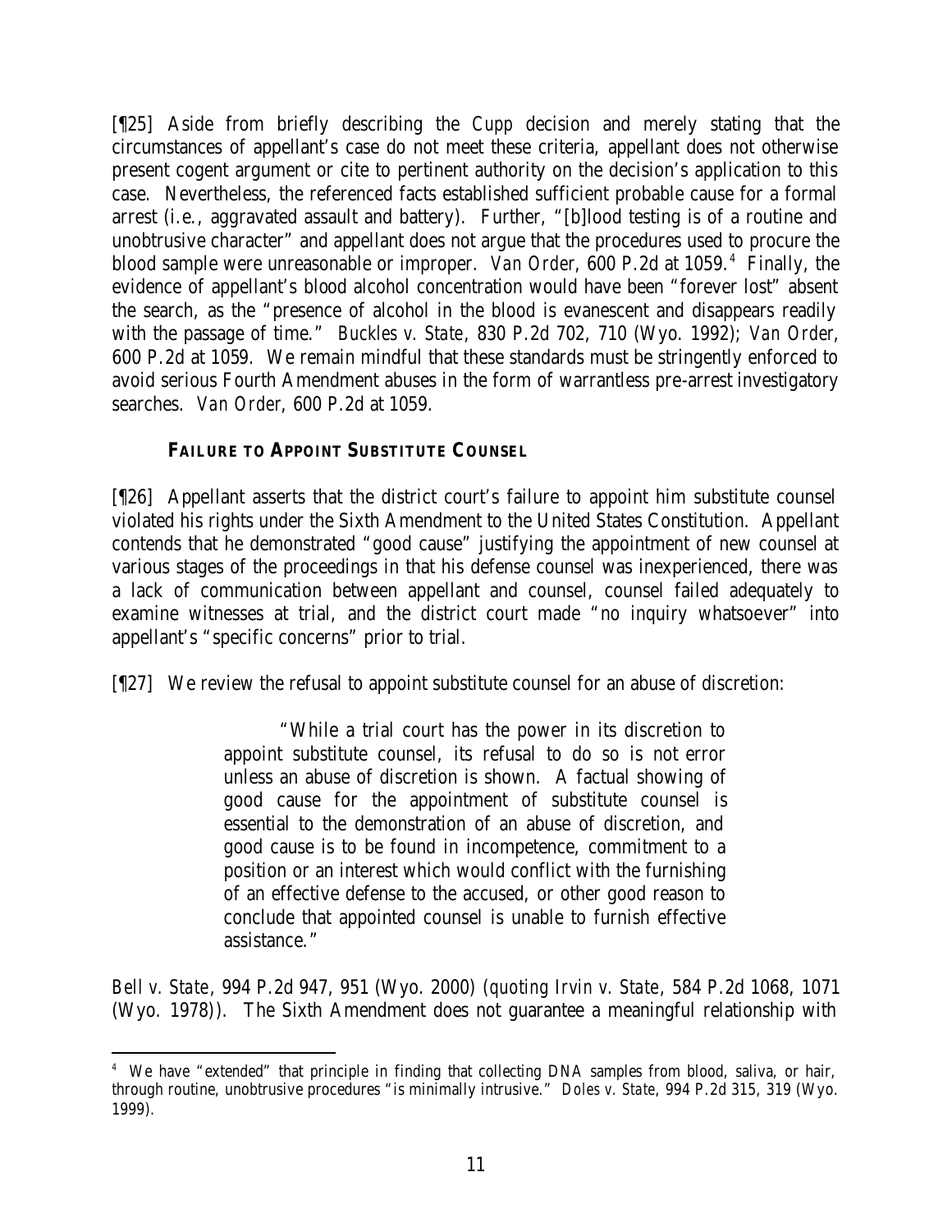[¶25] Aside from briefly describing the *Cupp* decision and merely stating that the circumstances of appellant's case do not meet these criteria, appellant does not otherwise present cogent argument or cite to pertinent authority on the decision's application to this case. Nevertheless, the referenced facts established sufficient probable cause for a formal arrest (i.e., aggravated assault and battery). Further, "[b]lood testing is of a routine and unobtrusive character" and appellant does not argue that the procedures used to procure the blood sample were unreasonable or improper. *Van Order*, 600 P.2d at 1059.[4] Finally, the evidence of appellant's blood alcohol concentration would have been "forever lost" absent the search, as the "presence of alcohol in the blood is evanescent and disappears readily with the passage of time." *Buckles v. State*, 830 P.2d 702, 710 (Wyo. 1992); *Van Order*, 600 P.2d at 1059. We remain mindful that these standards must be stringently enforced to avoid serious Fourth Amendment abuses in the form of warrantless pre-arrest investigatory searches. *Van Order*, 600 P.2d at 1059.

### FAILURE TO APPOINT SUBSTITUTE COUNSEL

[¶26] Appellant asserts that the district court's failure to appoint him substitute counsel violated his rights under the Sixth Amendment to the United States Constitution. Appellant contends that he demonstrated "good cause" justifying the appointment of new counsel at various stages of the proceedings in that his defense counsel was inexperienced, there was a lack of communication between appellant and counsel, counsel failed adequately to examine witnesses at trial, and the district court made "no inquiry whatsoever" into appellant's "specific concerns" prior to trial.

[¶27] We review the refusal to appoint substitute counsel for an abuse of discretion:

> "While a trial court has the power in its discretion to appoint substitute counsel, its refusal to do so is not error unless an abuse of discretion is shown. A factual showing of good cause for the appointment of substitute counsel is essential to the demonstration of an abuse of discretion, and good cause is to be found in incompetence, commitment to a position or an interest which would conflict with the furnishing of an effective defense to the accused, or other good reason to conclude that appointed counsel is unable to furnish effective assistance."

*Bell v. State*, 994 P.2d 947, 951 (Wyo. 2000) (*quoting Irvin v. State*, 584 P.2d 1068, 1071 (Wyo. 1978)). The Sixth Amendment does not guarantee a meaningful relationship with

---

[4] We have "extended" that principle in finding that collecting DNA samples from blood, saliva, or hair, through routine, unobtrusive procedures "is minimally intrusive." *Doles v. State*, 994 P.2d 315, 319 (Wyo. 1999).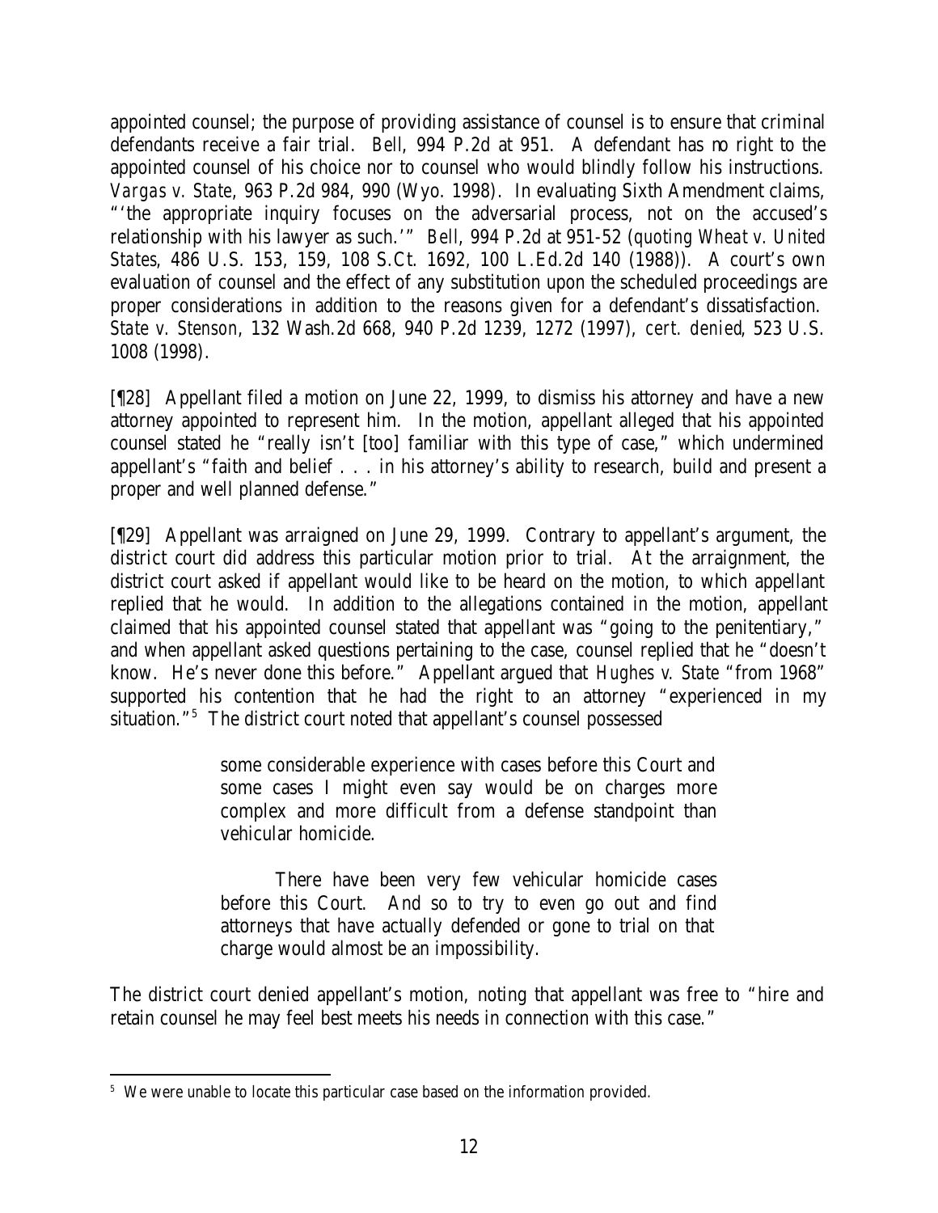appointed counsel; the purpose of providing assistance of counsel is to ensure that criminal defendants receive a fair trial. *Bell*, 994 P.2d at 951. A defendant has no right to the appointed counsel of his choice nor to counsel who would blindly follow his instructions. *Vargas v. State*, 963 P.2d 984, 990 (Wyo. 1998). In evaluating Sixth Amendment claims, "'the appropriate inquiry focuses on the adversarial process, not on the accused's relationship with his lawyer as such.'" *Bell*, 994 P.2d at 951-52 (*quoting Wheat v. United States*, 486 U.S. 153, 159, 108 S.Ct. 1692, 100 L.Ed.2d 140 (1988)). A court's own evaluation of counsel and the effect of any substitution upon the scheduled proceedings are proper considerations in addition to the reasons given for a defendant's dissatisfaction. *State v. Stenson*, 132 Wash.2d 668, 940 P.2d 1239, 1272 (1997), *cert. denied*, 523 U.S. 1008 (1998).

[¶28] Appellant filed a motion on June 22, 1999, to dismiss his attorney and have a new attorney appointed to represent him. In the motion, appellant alleged that his appointed counsel stated he "really isn't [too] familiar with this type of case," which undermined appellant's "faith and belief . . . in his attorney's ability to research, build and present a proper and well planned defense."

[¶29] Appellant was arraigned on June 29, 1999. Contrary to appellant's argument, the district court did address this particular motion prior to trial. At the arraignment, the district court asked if appellant would like to be heard on the motion, to which appellant replied that he would. In addition to the allegations contained in the motion, appellant claimed that his appointed counsel stated that appellant was "going to the penitentiary," and when appellant asked questions pertaining to the case, counsel replied that he "doesn't know. He's never done this before." Appellant argued that *Hughes v. State* "from 1968" supported his contention that he had the right to an attorney "experienced in my situation."[5] The district court noted that appellant's counsel possessed

> some considerable experience with cases before this Court and some cases I might even say would be on charges more complex and more difficult from a defense standpoint than vehicular homicide.
>
> There have been very few vehicular homicide cases before this Court. And so to try to even go out and find attorneys that have actually defended or gone to trial on that charge would almost be an impossibility.

The district court denied appellant's motion, noting that appellant was free to "hire and retain counsel he may feel best meets his needs in connection with this case."

---

[5] We were unable to locate this particular case based on the information provided.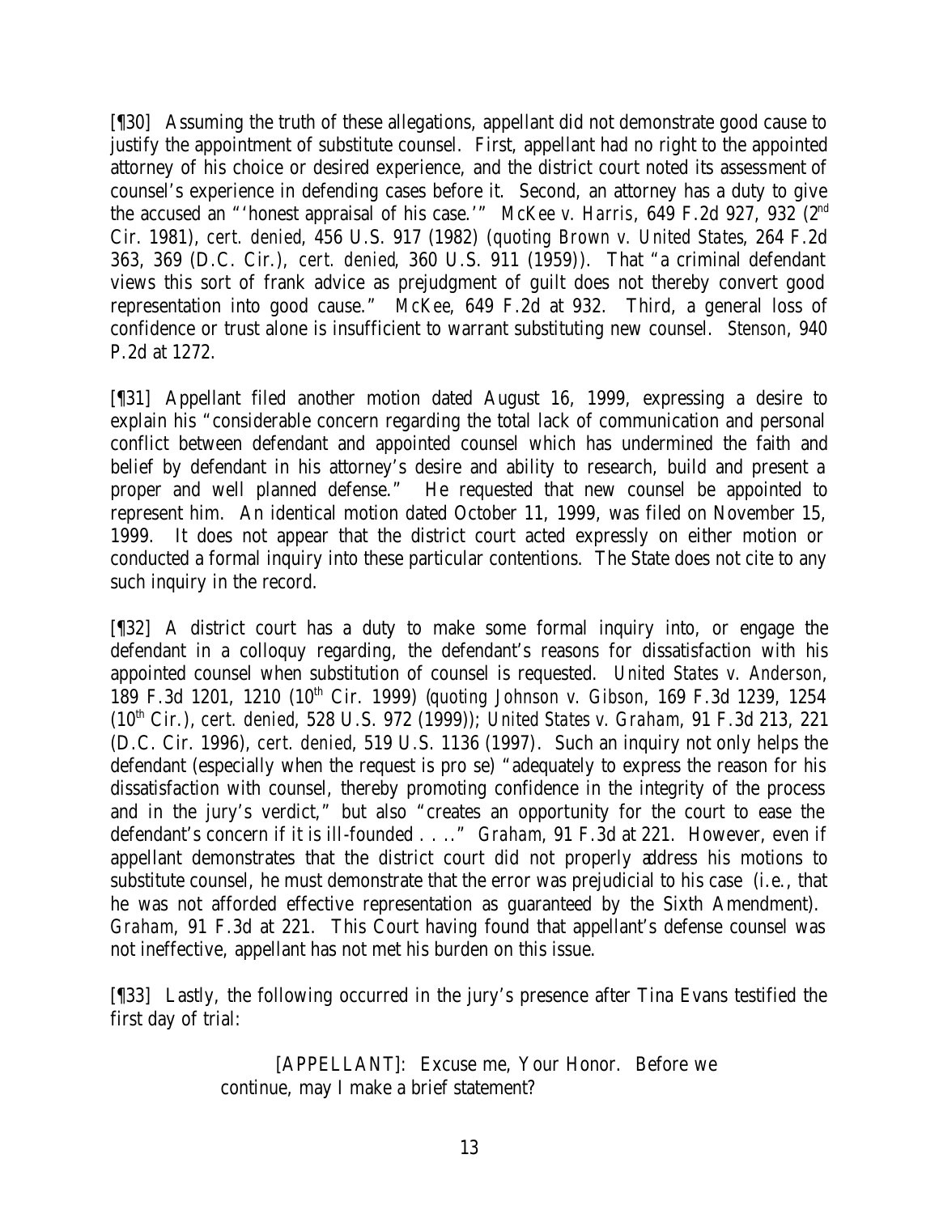[¶30] Assuming the truth of these allegations, appellant did not demonstrate good cause to justify the appointment of substitute counsel. First, appellant had no right to the appointed attorney of his choice or desired experience, and the district court noted its assessment of counsel's experience in defending cases before it. Second, an attorney has a duty to give the accused an "'honest appraisal of his case.'" *McKee v. Harris*, 649 F.2d 927, 932 (2nd Cir. 1981), *cert. denied*, 456 U.S. 917 (1982) (*quoting Brown v. United States*, 264 F.2d 363, 369 (D.C. Cir.), *cert. denied*, 360 U.S. 911 (1959)). That "a criminal defendant views this sort of frank advice as prejudgment of guilt does not thereby convert good representation into good cause." *McKee*, 649 F.2d at 932. Third, a general loss of confidence or trust alone is insufficient to warrant substituting new counsel. *Stenson*, 940 P.2d at 1272.

[¶31] Appellant filed another motion dated August 16, 1999, expressing a desire to explain his "considerable concern regarding the total lack of communication and personal conflict between defendant and appointed counsel which has undermined the faith and belief by defendant in his attorney's desire and ability to research, build and present a proper and well planned defense." He requested that new counsel be appointed to represent him. An identical motion dated October 11, 1999, was filed on November 15, 1999. It does not appear that the district court acted expressly on either motion or conducted a formal inquiry into these particular contentions. The State does not cite to any such inquiry in the record.

[¶32] A district court has a duty to make some formal inquiry into, or engage the defendant in a colloquy regarding, the defendant's reasons for dissatisfaction with his appointed counsel when substitution of counsel is requested. *United States v. Anderson*, 189 F.3d 1201, 1210 (10th Cir. 1999) (*quoting Johnson v. Gibson*, 169 F.3d 1239, 1254 (10th Cir.), *cert. denied*, 528 U.S. 972 (1999)); *United States v. Graham*, 91 F.3d 213, 221 (D.C. Cir. 1996), *cert. denied*, 519 U.S. 1136 (1997). Such an inquiry not only helps the defendant (especially when the request is pro se) "adequately to express the reason for his dissatisfaction with counsel, thereby promoting confidence in the integrity of the process and in the jury's verdict," but also "creates an opportunity for the court to ease the defendant's concern if it is ill-founded . . .." *Graham*, 91 F.3d at 221. However, even if appellant demonstrates that the district court did not properly address his motions to substitute counsel, he must demonstrate that the error was prejudicial to his case (*i.e.*, that he was not afforded effective representation as guaranteed by the Sixth Amendment). *Graham*, 91 F.3d at 221. This Court having found that appellant's defense counsel was not ineffective, appellant has not met his burden on this issue.

[¶33] Lastly, the following occurred in the jury's presence after Tina Evans testified the first day of trial:

> [APPELLANT]: Excuse me, Your Honor. Before we continue, may I make a brief statement?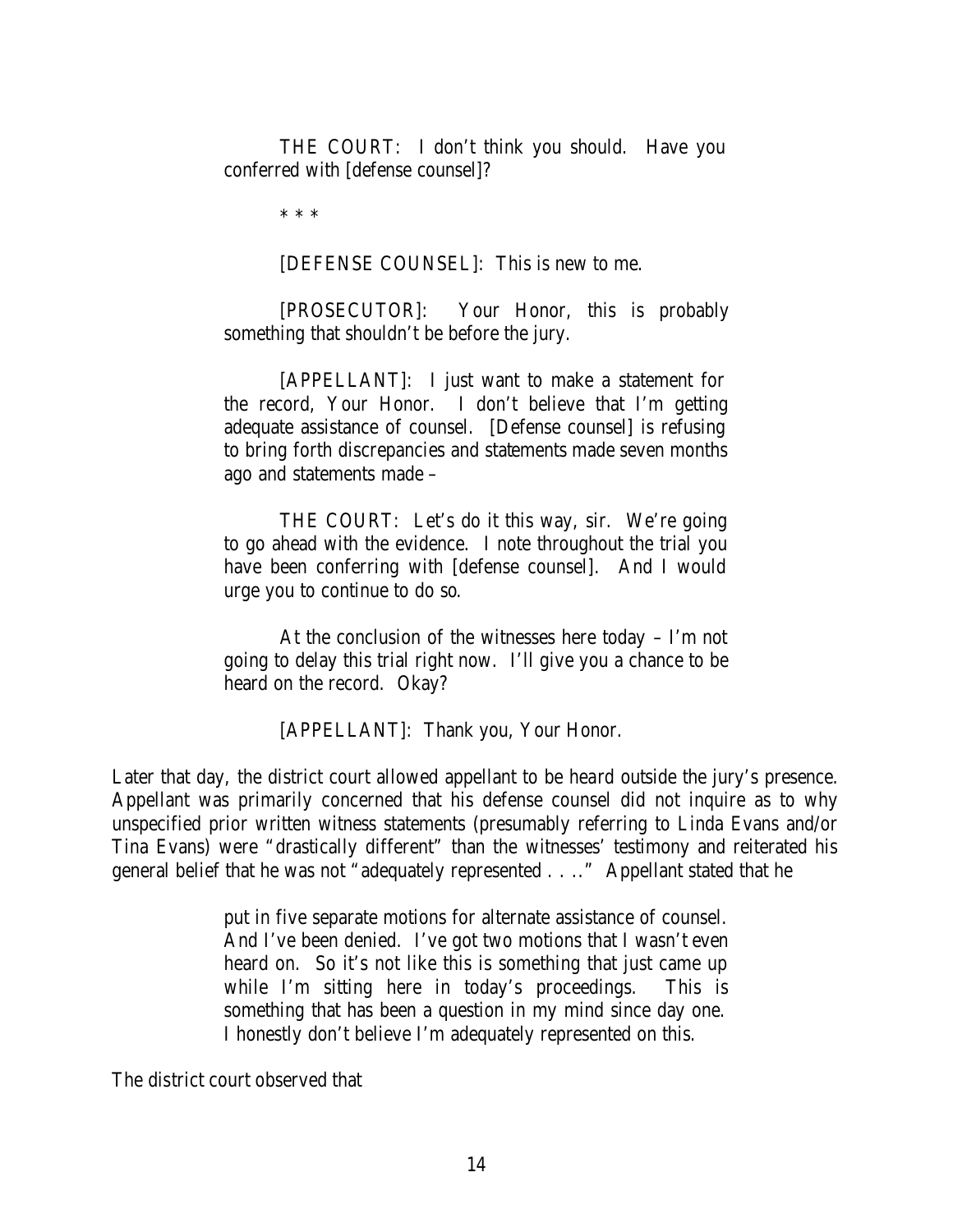THE COURT: I don't think you should. Have you conferred with [defense counsel]?

\* \* \*

[DEFENSE COUNSEL]: This is new to me.

[PROSECUTOR]: Your Honor, this is probably something that shouldn't be before the jury.

[APPELLANT]: I just want to make a statement for the record, Your Honor. I don't believe that I'm getting adequate assistance of counsel. [Defense counsel] is refusing to bring forth discrepancies and statements made seven months ago and statements made –

THE COURT: Let's do it this way, sir. We're going to go ahead with the evidence. I note throughout the trial you have been conferring with [defense counsel]. And I would urge you to continue to do so.

At the conclusion of the witnesses here today – I'm not going to delay this trial right now. I'll give you a chance to be heard on the record. Okay?

[APPELLANT]: Thank you, Your Honor.

Later that day, the district court allowed appellant to be heard outside the jury's presence. Appellant was primarily concerned that his defense counsel did not inquire as to why unspecified prior written witness statements (presumably referring to Linda Evans and/or Tina Evans) were "drastically different" than the witnesses' testimony and reiterated his general belief that he was not "adequately represented . . .." Appellant stated that he

> put in five separate motions for alternate assistance of counsel. And I've been denied. I've got two motions that I wasn't even heard on. So it's not like this is something that just came up while I'm sitting here in today's proceedings. This is something that has been a question in my mind since day one. I honestly don't believe I'm adequately represented on this.

The district court observed that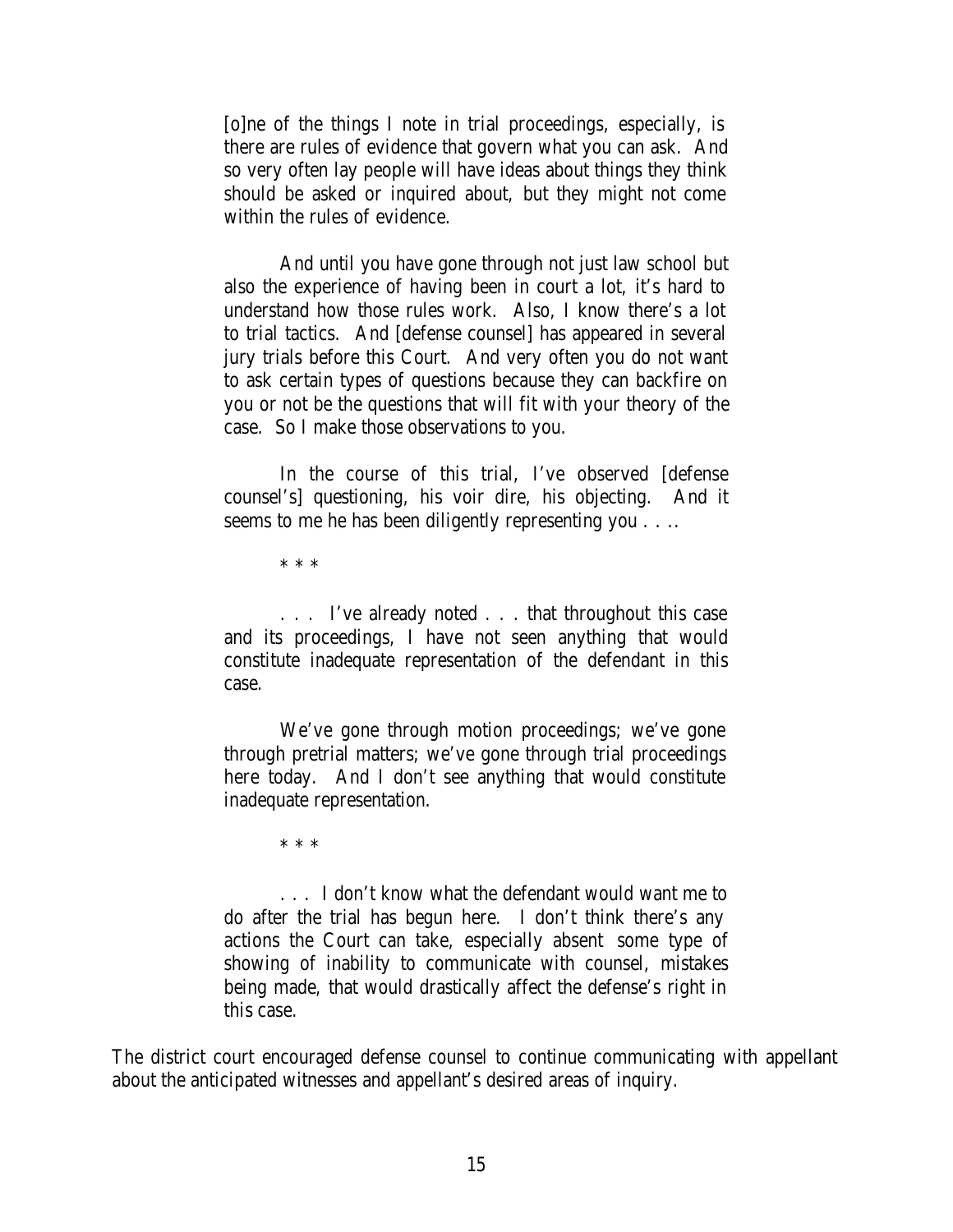> [o]ne of the things I note in trial proceedings, especially, is there are rules of evidence that govern what you can ask. And so very often lay people will have ideas about things they think should be asked or inquired about, but they might not come within the rules of evidence.
>
> And until you have gone through not just law school but also the experience of having been in court a lot, it's hard to understand how those rules work. Also, I know there's a lot to trial tactics. And [defense counsel] has appeared in several jury trials before this Court. And very often you do not want to ask certain types of questions because they can backfire on you or not be the questions that will fit with your theory of the case. So I make those observations to you.
>
> In the course of this trial, I've observed [defense counsel's] questioning, his voir dire, his objecting. And it seems to me he has been diligently representing you . . ..
>
> \* \* \*
>
> . . . I've already noted . . . that throughout this case and its proceedings, I have not seen anything that would constitute inadequate representation of the defendant in this case.
>
> We've gone through motion proceedings; we've gone through pretrial matters; we've gone through trial proceedings here today. And I don't see anything that would constitute inadequate representation.
>
> \* \* \*
>
> . . . I don't know what the defendant would want me to do after the trial has begun here. I don't think there's any actions the Court can take, especially absent some type of showing of inability to communicate with counsel, mistakes being made, that would drastically affect the defense's right in this case.

The district court encouraged defense counsel to continue communicating with appellant about the anticipated witnesses and appellant's desired areas of inquiry.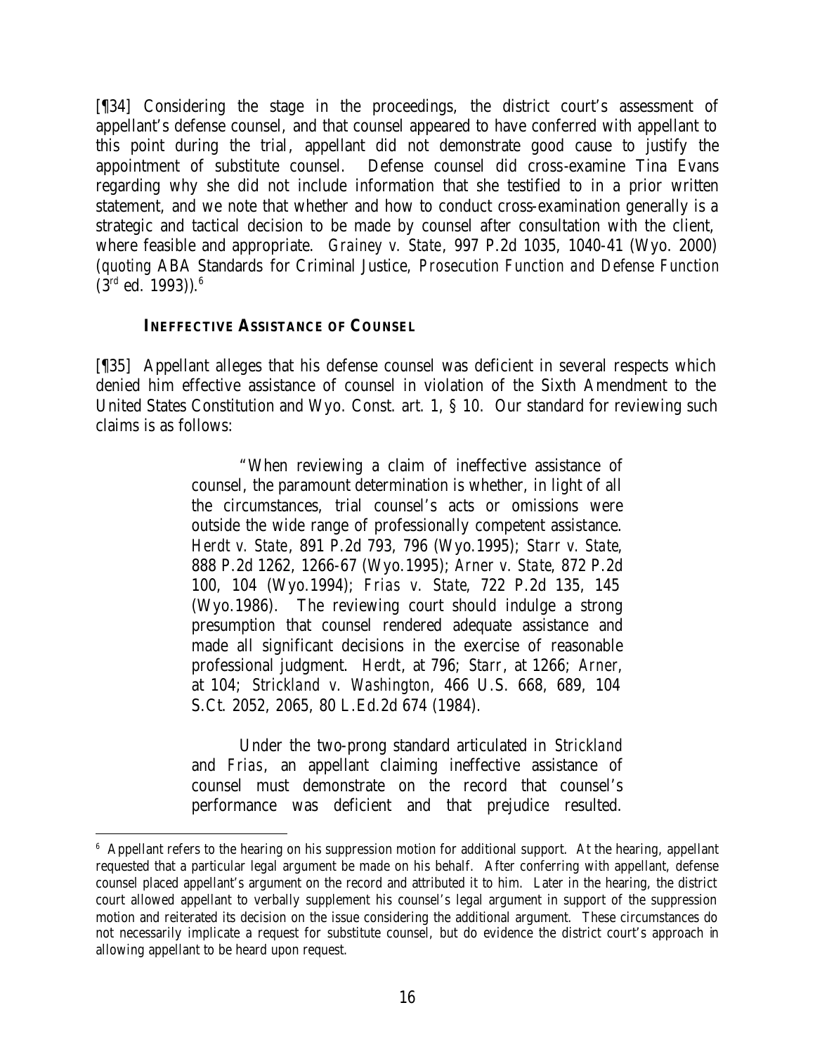[¶34] Considering the stage in the proceedings, the district court's assessment of appellant's defense counsel, and that counsel appeared to have conferred with appellant to this point during the trial, appellant did not demonstrate good cause to justify the appointment of substitute counsel. Defense counsel did cross-examine Tina Evans regarding why she did not include information that she testified to in a prior written statement, and we note that whether and how to conduct cross-examination generally is a strategic and tactical decision to be made by counsel after consultation with the client, where feasible and appropriate. *Grainey v. State*, 997 P.2d 1035, 1040-41 (Wyo. 2000) (*quoting* ABA Standards for Criminal Justice, *Prosecution Function and Defense Function* (3rd ed. 1993)).[6]

### INEFFECTIVE ASSISTANCE OF COUNSEL

[¶35] Appellant alleges that his defense counsel was deficient in several respects which denied him effective assistance of counsel in violation of the Sixth Amendment to the United States Constitution and Wyo. Const. art. 1, § 10. Our standard for reviewing such claims is as follows:

> "When reviewing a claim of ineffective assistance of counsel, the paramount determination is whether, in light of all the circumstances, trial counsel's acts or omissions were outside the wide range of professionally competent assistance. *Herdt v. State*, 891 P.2d 793, 796 (Wyo.1995); *Starr v. State*, 888 P.2d 1262, 1266-67 (Wyo.1995); *Arner v. State*, 872 P.2d 100, 104 (Wyo.1994); *Frias v. State*, 722 P.2d 135, 145 (Wyo.1986). The reviewing court should indulge a strong presumption that counsel rendered adequate assistance and made all significant decisions in the exercise of reasonable professional judgment. *Herdt*, at 796; *Starr*, at 1266; *Arner*, at 104; *Strickland v. Washington*, 466 U.S. 668, 689, 104 S.Ct. 2052, 2065, 80 L.Ed.2d 674 (1984).
>
> Under the two-prong standard articulated in *Strickland* and *Frias*, an appellant claiming ineffective assistance of counsel must demonstrate on the record that counsel's performance was deficient and that prejudice resulted.

[6] Appellant refers to the hearing on his suppression motion for additional support. At the hearing, appellant requested that a particular legal argument be made on his behalf. After conferring with appellant, defense counsel placed appellant's argument on the record and attributed it to him. Later in the hearing, the district court allowed appellant to verbally supplement his counsel's legal argument in support of the suppression motion and reiterated its decision on the issue considering the additional argument. These circumstances do not necessarily implicate a request for substitute counsel, but do evidence the district court's approach in allowing appellant to be heard upon request.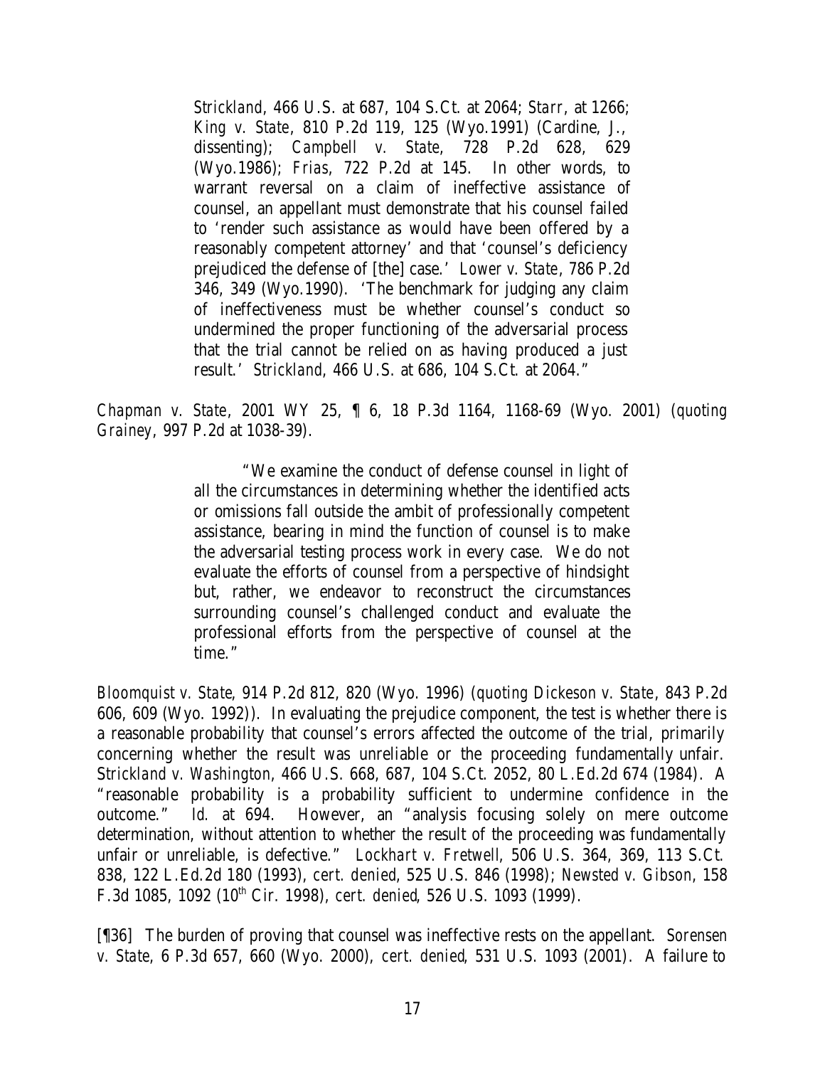> *Strickland*, 466 U.S. at 687, 104 S.Ct. at 2064; *Starr*, at 1266; *King v. State*, 810 P.2d 119, 125 (Wyo.1991) (Cardine, J., dissenting); *Campbell v. State*, 728 P.2d 628, 629 (Wyo.1986); *Frias*, 722 P.2d at 145. In other words, to warrant reversal on a claim of ineffective assistance of counsel, an appellant must demonstrate that his counsel failed to 'render such assistance as would have been offered by a reasonably competent attorney' and that 'counsel's deficiency prejudiced the defense of [the] case.' *Lower v. State*, 786 P.2d 346, 349 (Wyo.1990). 'The benchmark for judging any claim of ineffectiveness must be whether counsel's conduct so undermined the proper functioning of the adversarial process that the trial cannot be relied on as having produced a just result.' *Strickland*, 466 U.S. at 686, 104 S.Ct. at 2064."

*Chapman v. State*, 2001 WY 25, ¶ 6, 18 P.3d 1164, 1168-69 (Wyo. 2001) (*quoting Grainey*, 997 P.2d at 1038-39).

> "We examine the conduct of defense counsel in light of all the circumstances in determining whether the identified acts or omissions fall outside the ambit of professionally competent assistance, bearing in mind the function of counsel is to make the adversarial testing process work in every case. We do not evaluate the efforts of counsel from a perspective of hindsight but, rather, we endeavor to reconstruct the circumstances surrounding counsel's challenged conduct and evaluate the professional efforts from the perspective of counsel at the time."

*Bloomquist v. State*, 914 P.2d 812, 820 (Wyo. 1996) (*quoting Dickeson v. State*, 843 P.2d 606, 609 (Wyo. 1992)). In evaluating the prejudice component, the test is whether there is a reasonable probability that counsel's errors affected the outcome of the trial, primarily concerning whether the result was unreliable or the proceeding fundamentally unfair. *Strickland v. Washington*, 466 U.S. 668, 687, 104 S.Ct. 2052, 80 L.Ed.2d 674 (1984). A "reasonable probability is a probability sufficient to undermine confidence in the outcome." *Id.* at 694. However, an "analysis focusing solely on mere outcome determination, without attention to whether the result of the proceeding was fundamentally unfair or unreliable, is defective." *Lockhart v. Fretwell*, 506 U.S. 364, 369, 113 S.Ct. 838, 122 L.Ed.2d 180 (1993), *cert. denied*, 525 U.S. 846 (1998); *Newsted v. Gibson*, 158 F.3d 1085, 1092 (10th Cir. 1998), *cert. denied*, 526 U.S. 1093 (1999).

[¶36] The burden of proving that counsel was ineffective rests on the appellant. *Sorensen v. State*, 6 P.3d 657, 660 (Wyo. 2000), *cert. denied*, 531 U.S. 1093 (2001). A failure to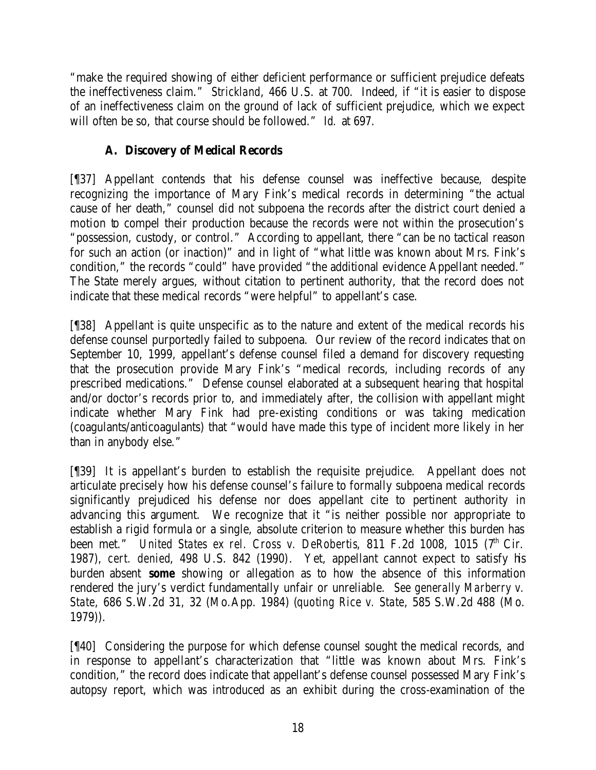"make the required showing of either deficient performance or sufficient prejudice defeats the ineffectiveness claim." *Strickland*, 466 U.S. at 700. Indeed, if "it is easier to dispose of an ineffectiveness claim on the ground of lack of sufficient prejudice, which we expect will often be so, that course should be followed." *Id.* at 697.

### A. Discovery of Medical Records

[¶37] Appellant contends that his defense counsel was ineffective because, despite recognizing the importance of Mary Fink's medical records in determining "the actual cause of her death," counsel did not subpoena the records after the district court denied a motion to compel their production because the records were not within the prosecution's "possession, custody, or control." According to appellant, there "can be no tactical reason for such an action (or inaction)" and in light of "what little was known about Mrs. Fink's condition," the records "could" have provided "the additional evidence Appellant needed." The State merely argues, without citation to pertinent authority, that the record does not indicate that these medical records "were helpful" to appellant's case.

[¶38] Appellant is quite unspecific as to the nature and extent of the medical records his defense counsel purportedly failed to subpoena. Our review of the record indicates that on September 10, 1999, appellant's defense counsel filed a demand for discovery requesting that the prosecution provide Mary Fink's "medical records, including records of any prescribed medications." Defense counsel elaborated at a subsequent hearing that hospital and/or doctor's records prior to, and immediately after, the collision with appellant might indicate whether Mary Fink had pre-existing conditions or was taking medication (coagulants/anticoagulants) that "would have made this type of incident more likely in her than in anybody else."

[¶39] It is appellant's burden to establish the requisite prejudice. Appellant does not articulate precisely how his defense counsel's failure to formally subpoena medical records significantly prejudiced his defense nor does appellant cite to pertinent authority in advancing this argument. We recognize that it "is neither possible nor appropriate to establish a rigid formula or a single, absolute criterion to measure whether this burden has been met." *United States ex rel. Cross v. DeRobertis*, 811 F.2d 1008, 1015 (7th Cir. 1987), *cert. denied*, 498 U.S. 842 (1990). Yet, appellant cannot expect to satisfy his burden absent **some** showing or allegation as to how the absence of this information rendered the jury's verdict fundamentally unfair or unreliable. *See generally Marberry v. State*, 686 S.W.2d 31, 32 (Mo.App. 1984) (*quoting Rice v. State*, 585 S.W.2d 488 (Mo. 1979)).

[¶40] Considering the purpose for which defense counsel sought the medical records, and in response to appellant's characterization that "little was known about Mrs. Fink's condition," the record does indicate that appellant's defense counsel possessed Mary Fink's autopsy report, which was introduced as an exhibit during the cross-examination of the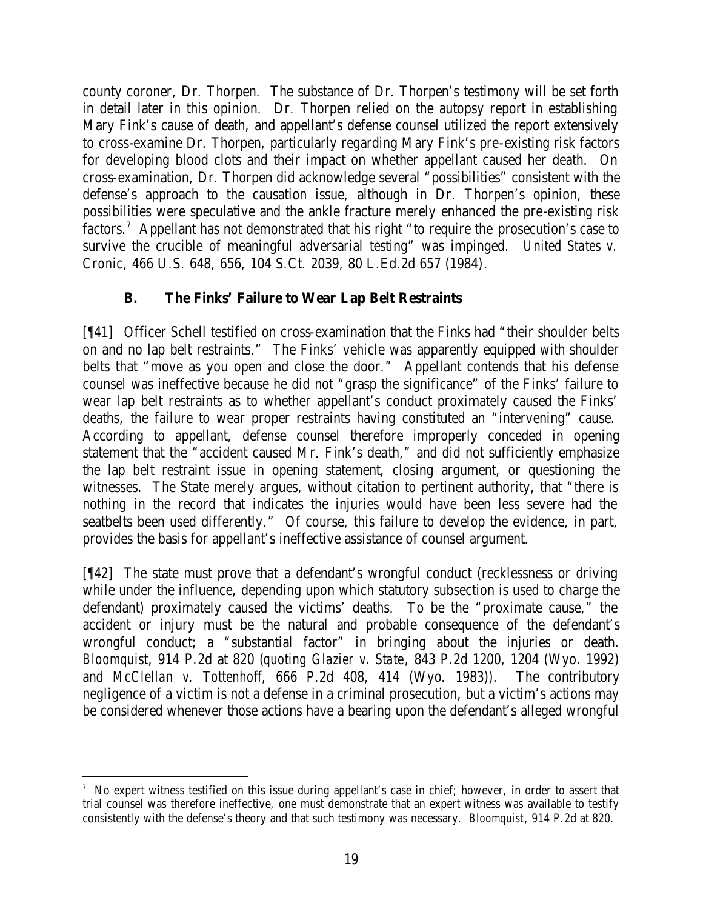county coroner, Dr. Thorpen. The substance of Dr. Thorpen's testimony will be set forth in detail later in this opinion. Dr. Thorpen relied on the autopsy report in establishing Mary Fink's cause of death, and appellant's defense counsel utilized the report extensively to cross-examine Dr. Thorpen, particularly regarding Mary Fink's pre-existing risk factors for developing blood clots and their impact on whether appellant caused her death. On cross-examination, Dr. Thorpen did acknowledge several "possibilities" consistent with the defense's approach to the causation issue, although in Dr. Thorpen's opinion, these possibilities were speculative and the ankle fracture merely enhanced the pre-existing risk factors.[7] Appellant has not demonstrated that his right "to require the prosecution's case to survive the crucible of meaningful adversarial testing" was impinged. *United States v. Cronic*, 466 U.S. 648, 656, 104 S.Ct. 2039, 80 L.Ed.2d 657 (1984).

### B. The Finks' Failure to Wear Lap Belt Restraints

[¶41] Officer Schell testified on cross-examination that the Finks had "their shoulder belts on and no lap belt restraints." The Finks' vehicle was apparently equipped with shoulder belts that "move as you open and close the door." Appellant contends that his defense counsel was ineffective because he did not "grasp the significance" of the Finks' failure to wear lap belt restraints as to whether appellant's conduct proximately caused the Finks' deaths, the failure to wear proper restraints having constituted an "intervening" cause. According to appellant, defense counsel therefore improperly conceded in opening statement that the "accident caused Mr. Fink's death," and did not sufficiently emphasize the lap belt restraint issue in opening statement, closing argument, or questioning the witnesses. The State merely argues, without citation to pertinent authority, that "there is nothing in the record that indicates the injuries would have been less severe had the seatbelts been used differently." Of course, this failure to develop the evidence, in part, provides the basis for appellant's ineffective assistance of counsel argument.

[¶42] The state must prove that a defendant's wrongful conduct (recklessness or driving while under the influence, depending upon which statutory subsection is used to charge the defendant) proximately caused the victims' deaths. To be the "proximate cause," the accident or injury must be the natural and probable consequence of the defendant's wrongful conduct; a "substantial factor" in bringing about the injuries or death. *Bloomquist*, 914 P.2d at 820 (*quoting Glazier v. State*, 843 P.2d 1200, 1204 (Wyo. 1992) and *McClellan v. Tottenhoff*, 666 P.2d 408, 414 (Wyo. 1983)). The contributory negligence of a victim is not a defense in a criminal prosecution, but a victim's actions may be considered whenever those actions have a bearing upon the defendant's alleged wrongful

---

[7] No expert witness testified on this issue during appellant's case in chief; however, in order to assert that trial counsel was therefore ineffective, one must demonstrate that an expert witness was available to testify consistently with the defense's theory and that such testimony was necessary. *Bloomquist*, 914 P.2d at 820.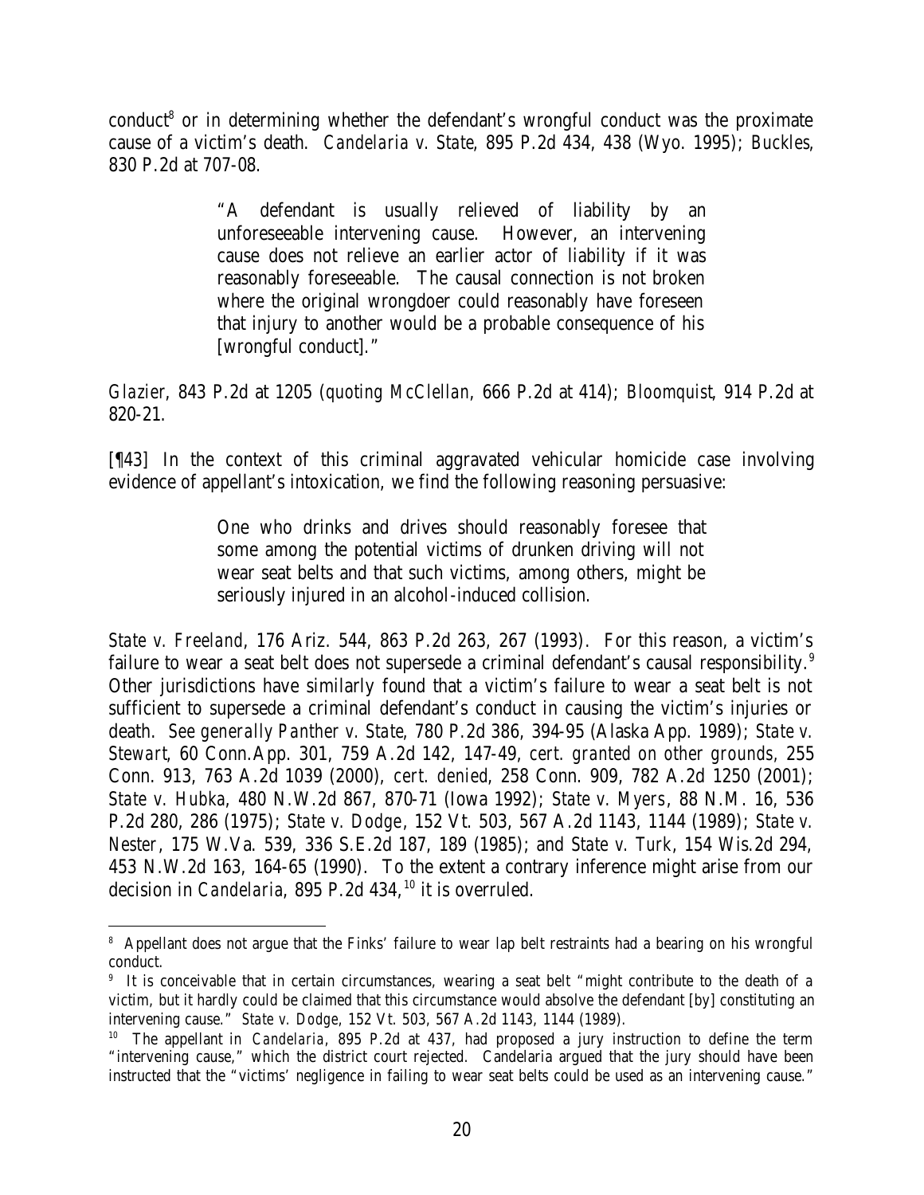conduct[8] or in determining whether the defendant's wrongful conduct was the proximate cause of a victim's death. *Candelaria v. State*, 895 P.2d 434, 438 (Wyo. 1995); *Buckles*, 830 P.2d at 707-08.

> "A defendant is usually relieved of liability by an unforeseeable intervening cause. However, an intervening cause does not relieve an earlier actor of liability if it was reasonably foreseeable. The causal connection is not broken where the original wrongdoer could reasonably have foreseen that injury to another would be a probable consequence of his [wrongful conduct]."

*Glazier*, 843 P.2d at 1205 (*quoting McClellan*, 666 P.2d at 414); *Bloomquist*, 914 P.2d at 820-21.

[¶43] In the context of this criminal aggravated vehicular homicide case involving evidence of appellant's intoxication, we find the following reasoning persuasive:

> One who drinks and drives should reasonably foresee that some among the potential victims of drunken driving will not wear seat belts and that such victims, among others, might be seriously injured in an alcohol-induced collision.

*State v. Freeland*, 176 Ariz. 544, 863 P.2d 263, 267 (1993). For this reason, a victim's failure to wear a seat belt does not supersede a criminal defendant's causal responsibility.[9] Other jurisdictions have similarly found that a victim's failure to wear a seat belt is not sufficient to supersede a criminal defendant's conduct in causing the victim's injuries or death. *See generally Panther v. State*, 780 P.2d 386, 394-95 (Alaska App. 1989); *State v. Stewart*, 60 Conn.App. 301, 759 A.2d 142, 147-49, *cert. granted on other grounds*, 255 Conn. 913, 763 A.2d 1039 (2000), *cert. denied*, 258 Conn. 909, 782 A.2d 1250 (2001); *State v. Hubka*, 480 N.W.2d 867, 870-71 (Iowa 1992); *State v. Myers*, 88 N.M. 16, 536 P.2d 280, 286 (1975); *State v. Dodge*, 152 Vt. 503, 567 A.2d 1143, 1144 (1989); *State v. Nester*, 175 W.Va. 539, 336 S.E.2d 187, 189 (1985); and *State v. Turk*, 154 Wis.2d 294, 453 N.W.2d 163, 164-65 (1990). To the extent a contrary inference might arise from our decision in *Candelaria*, 895 P.2d 434,[10] it is overruled.

---

[8] Appellant does not argue that the Finks' failure to wear lap belt restraints had a bearing on his wrongful conduct.

[9] It is conceivable that in certain circumstances, wearing a seat belt "might contribute to the death of a victim, but it hardly could be claimed that this circumstance would absolve the defendant [by] constituting an intervening cause." *State v. Dodge*, 152 Vt. 503, 567 A.2d 1143, 1144 (1989).

[10] The appellant in *Candelaria*, 895 P.2d at 437, had proposed a jury instruction to define the term "intervening cause," which the district court rejected. Candelaria argued that the jury should have been instructed that the "victims' negligence in failing to wear seat belts could be used as an intervening cause."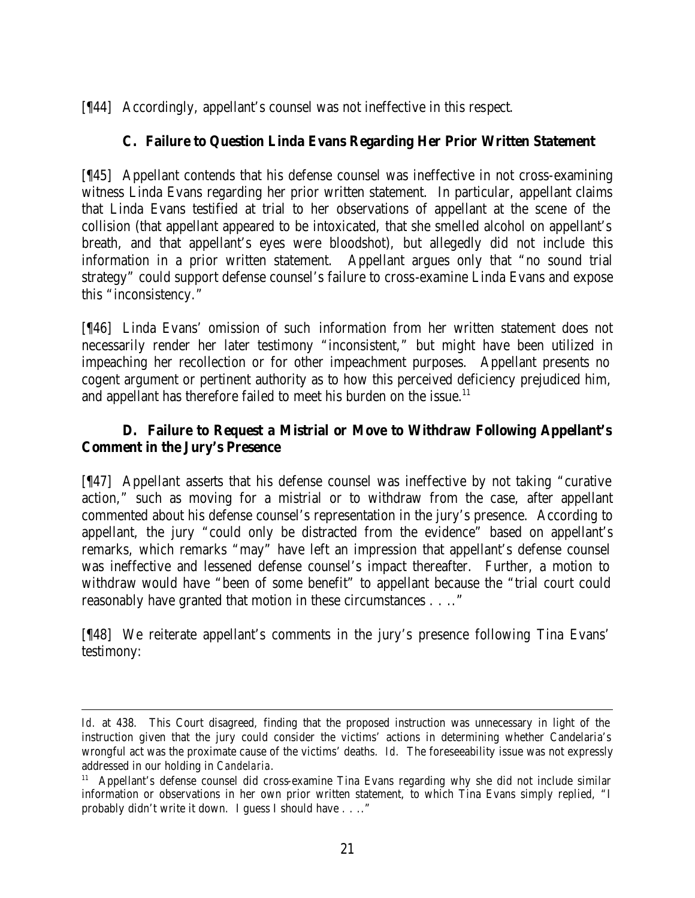[¶44] Accordingly, appellant's counsel was not ineffective in this respect.

### C. Failure to Question Linda Evans Regarding Her Prior Written Statement

[¶45] Appellant contends that his defense counsel was ineffective in not cross-examining witness Linda Evans regarding her prior written statement. In particular, appellant claims that Linda Evans testified at trial to her observations of appellant at the scene of the collision (that appellant appeared to be intoxicated, that she smelled alcohol on appellant's breath, and that appellant's eyes were bloodshot), but allegedly did not include this information in a prior written statement. Appellant argues only that "no sound trial strategy" could support defense counsel's failure to cross-examine Linda Evans and expose this "inconsistency."

[¶46] Linda Evans' omission of such information from her written statement does not necessarily render her later testimony "inconsistent," but might have been utilized in impeaching her recollection or for other impeachment purposes. Appellant presents no cogent argument or pertinent authority as to how this perceived deficiency prejudiced him, and appellant has therefore failed to meet his burden on the issue.[11]

### D. Failure to Request a Mistrial or Move to Withdraw Following Appellant's Comment in the Jury's Presence

[¶47] Appellant asserts that his defense counsel was ineffective by not taking "curative action," such as moving for a mistrial or to withdraw from the case, after appellant commented about his defense counsel's representation in the jury's presence. According to appellant, the jury "could only be distracted from the evidence" based on appellant's remarks, which remarks "may" have left an impression that appellant's defense counsel was ineffective and lessened defense counsel's impact thereafter. Further, a motion to withdraw would have "been of some benefit" to appellant because the "trial court could reasonably have granted that motion in these circumstances . . .."

[¶48] We reiterate appellant's comments in the jury's presence following Tina Evans' testimony:

---

*Id.* at 438. This Court disagreed, finding that the proposed instruction was unnecessary in light of the instruction given that the jury could consider the victims' actions in determining whether Candelaria's wrongful act was the proximate cause of the victims' deaths. *Id.* The foreseeability issue was not expressly addressed in our holding in *Candelaria*.

[11] Appellant's defense counsel did cross-examine Tina Evans regarding why she did not include similar information or observations in her own prior written statement, to which Tina Evans simply replied, "I probably didn't write it down. I guess I should have . . .."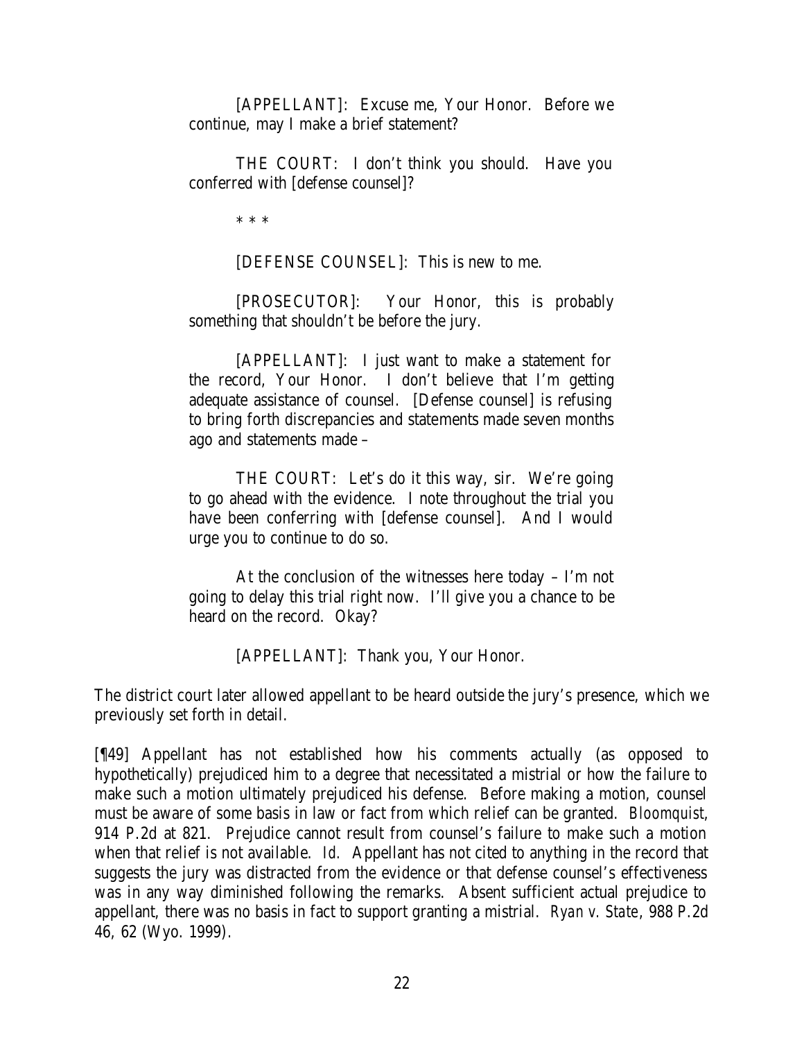> [APPELLANT]: Excuse me, Your Honor. Before we continue, may I make a brief statement?
>
> THE COURT: I don't think you should. Have you conferred with [defense counsel]?
>
> \* \* \*
>
> [DEFENSE COUNSEL]: This is new to me.
>
> [PROSECUTOR]: Your Honor, this is probably something that shouldn't be before the jury.
>
> [APPELLANT]: I just want to make a statement for the record, Your Honor. I don't believe that I'm getting adequate assistance of counsel. [Defense counsel] is refusing to bring forth discrepancies and statements made seven months ago and statements made –
>
> THE COURT: Let's do it this way, sir. We're going to go ahead with the evidence. I note throughout the trial you have been conferring with [defense counsel]. And I would urge you to continue to do so.
>
> At the conclusion of the witnesses here today – I'm not going to delay this trial right now. I'll give you a chance to be heard on the record. Okay?
>
> [APPELLANT]: Thank you, Your Honor.

The district court later allowed appellant to be heard outside the jury's presence, which we previously set forth in detail.

[¶49] Appellant has not established how his comments actually (as opposed to hypothetically) prejudiced him to a degree that necessitated a mistrial or how the failure to make such a motion ultimately prejudiced his defense. Before making a motion, counsel must be aware of some basis in law or fact from which relief can be granted. *Bloomquist*, 914 P.2d at 821. Prejudice cannot result from counsel's failure to make such a motion when that relief is not available. *Id.* Appellant has not cited to anything in the record that suggests the jury was distracted from the evidence or that defense counsel's effectiveness was in any way diminished following the remarks. Absent sufficient actual prejudice to appellant, there was no basis in fact to support granting a mistrial. *Ryan v. State*, 988 P.2d 46, 62 (Wyo. 1999).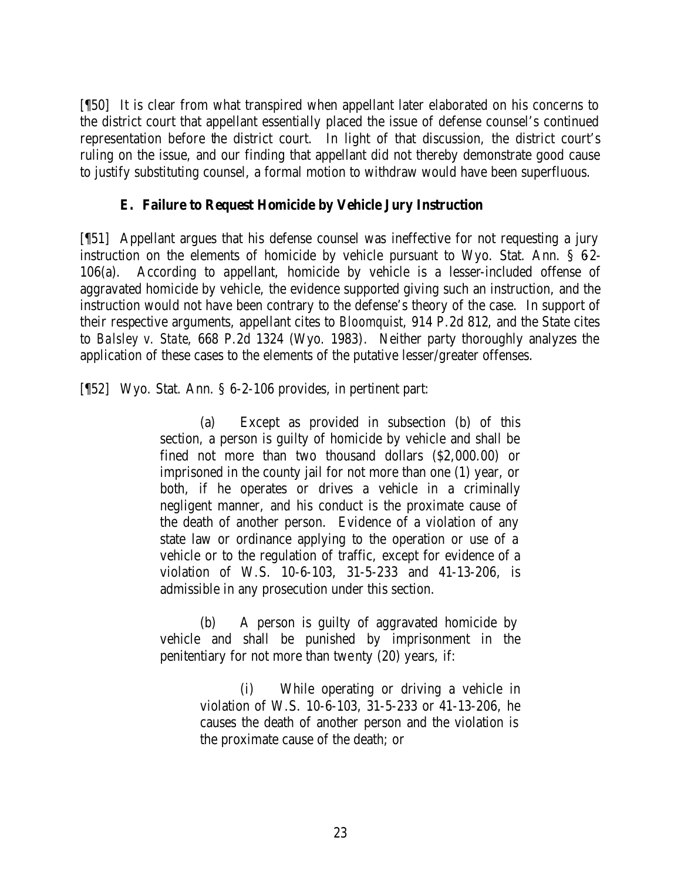[¶50] It is clear from what transpired when appellant later elaborated on his concerns to the district court that appellant essentially placed the issue of defense counsel's continued representation before the district court. In light of that discussion, the district court's ruling on the issue, and our finding that appellant did not thereby demonstrate good cause to justify substituting counsel, a formal motion to withdraw would have been superfluous.

### E. Failure to Request Homicide by Vehicle Jury Instruction

[¶51] Appellant argues that his defense counsel was ineffective for not requesting a jury instruction on the elements of homicide by vehicle pursuant to Wyo. Stat. Ann. § 6-2-106(a). According to appellant, homicide by vehicle is a lesser-included offense of aggravated homicide by vehicle, the evidence supported giving such an instruction, and the instruction would not have been contrary to the defense's theory of the case. In support of their respective arguments, appellant cites to *Bloomquist*, 914 P.2d 812, and the State cites to *Balsley v. State*, 668 P.2d 1324 (Wyo. 1983). Neither party thoroughly analyzes the application of these cases to the elements of the putative lesser/greater offenses.

[¶52] Wyo. Stat. Ann. § 6-2-106 provides, in pertinent part:

> (a) Except as provided in subsection (b) of this section, a person is guilty of homicide by vehicle and shall be fined not more than two thousand dollars ($2,000.00) or imprisoned in the county jail for not more than one (1) year, or both, if he operates or drives a vehicle in a criminally negligent manner, and his conduct is the proximate cause of the death of another person. Evidence of a violation of any state law or ordinance applying to the operation or use of a vehicle or to the regulation of traffic, except for evidence of a violation of W.S. 10-6-103, 31-5-233 and 41-13-206, is admissible in any prosecution under this section.
>
> (b) A person is guilty of aggravated homicide by vehicle and shall be punished by imprisonment in the penitentiary for not more than twenty (20) years, if:
>
> > (i) While operating or driving a vehicle in violation of W.S. 10-6-103, 31-5-233 or 41-13-206, he causes the death of another person and the violation is the proximate cause of the death; or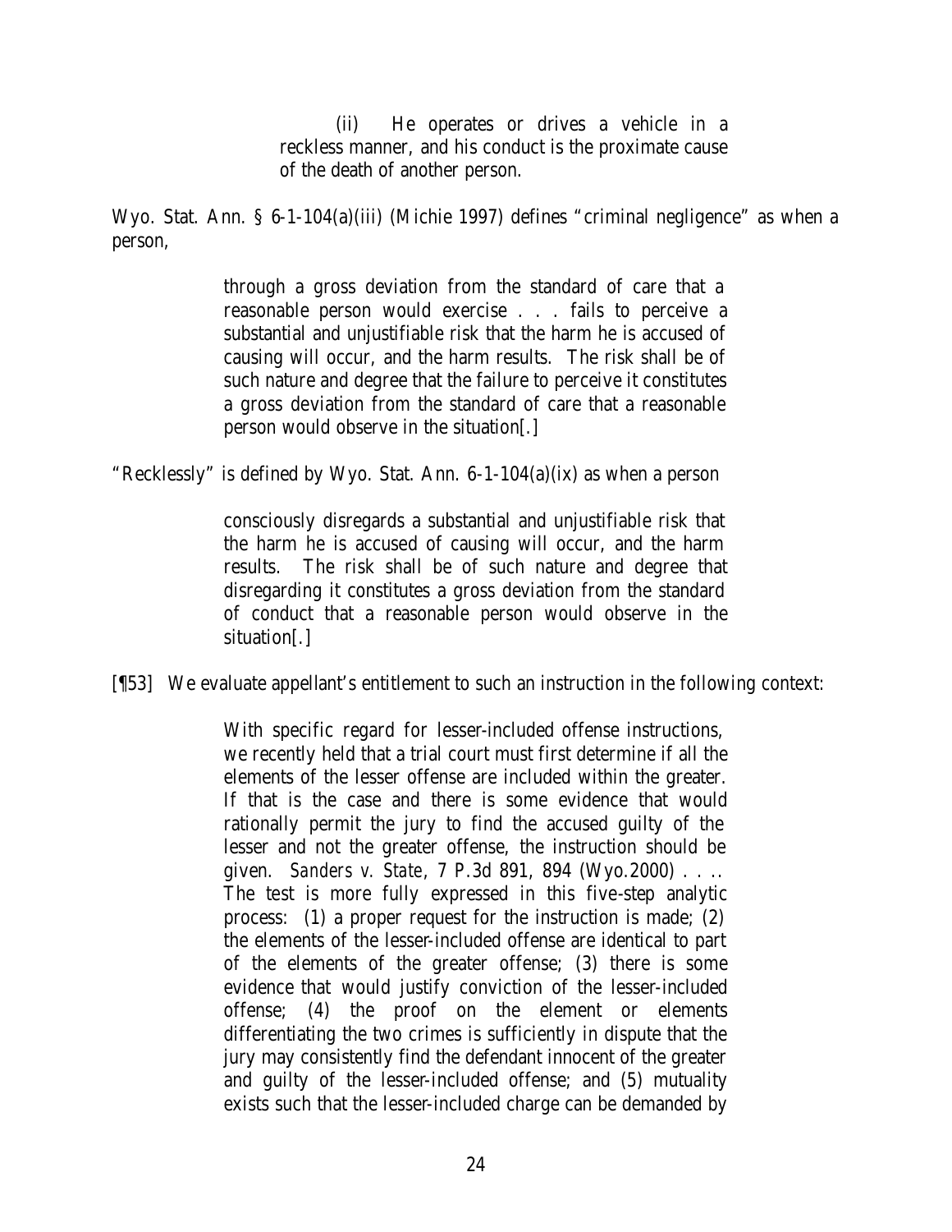> (ii) He operates or drives a vehicle in a reckless manner, and his conduct is the proximate cause of the death of another person.

Wyo. Stat. Ann. § 6-1-104(a)(iii) (Michie 1997) defines "criminal negligence" as when a person,

> through a gross deviation from the standard of care that a reasonable person would exercise . . . fails to perceive a substantial and unjustifiable risk that the harm he is accused of causing will occur, and the harm results. The risk shall be of such nature and degree that the failure to perceive it constitutes a gross deviation from the standard of care that a reasonable person would observe in the situation[.]

"Recklessly" is defined by Wyo. Stat. Ann. 6-1-104(a)(ix) as when a person

> consciously disregards a substantial and unjustifiable risk that the harm he is accused of causing will occur, and the harm results. The risk shall be of such nature and degree that disregarding it constitutes a gross deviation from the standard of conduct that a reasonable person would observe in the situation[.]

[¶53] We evaluate appellant's entitlement to such an instruction in the following context:

> With specific regard for lesser-included offense instructions, we recently held that a trial court must first determine if all the elements of the lesser offense are included within the greater. If that is the case and there is some evidence that would rationally permit the jury to find the accused guilty of the lesser and not the greater offense, the instruction should be given. *Sanders v. State*, 7 P.3d 891, 894 (Wyo.2000) . . .. The test is more fully expressed in this five-step analytic process: (1) a proper request for the instruction is made; (2) the elements of the lesser-included offense are identical to part of the elements of the greater offense; (3) there is some evidence that would justify conviction of the lesser-included offense; (4) the proof on the element or elements differentiating the two crimes is sufficiently in dispute that the jury may consistently find the defendant innocent of the greater and guilty of the lesser-included offense; and (5) mutuality exists such that the lesser-included charge can be demanded by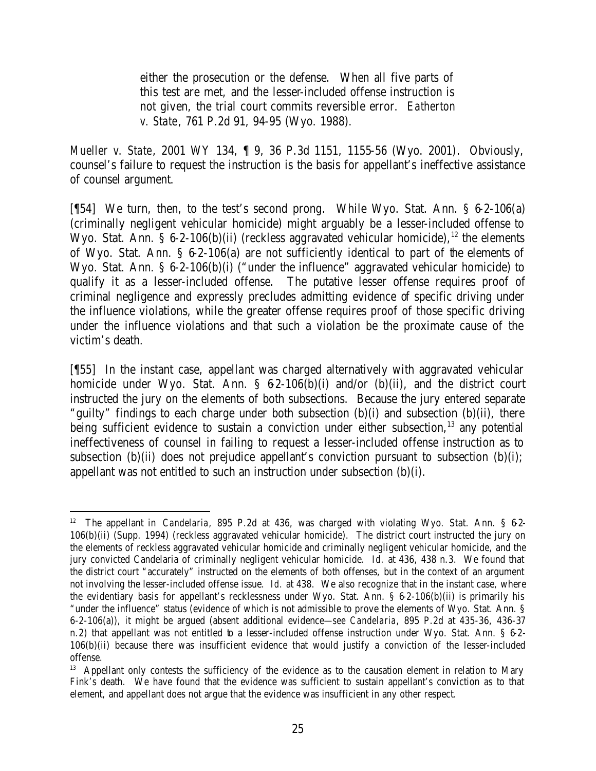> either the prosecution or the defense. When all five parts of this test are met, and the lesser-included offense instruction is not given, the trial court commits reversible error. *Eatherton v. State*, 761 P.2d 91, 94-95 (Wyo. 1988).

*Mueller v. State*, 2001 WY 134, ¶ 9, 36 P.3d 1151, 1155-56 (Wyo. 2001). Obviously, counsel's failure to request the instruction is the basis for appellant's ineffective assistance of counsel argument.

[¶54] We turn, then, to the test's second prong. While Wyo. Stat. Ann. § 6-2-106(a) (criminally negligent vehicular homicide) might arguably be a lesser-included offense to Wyo. Stat. Ann. § 6-2-106(b)(ii) (reckless aggravated vehicular homicide),[12] the elements of Wyo. Stat. Ann. § 6-2-106(a) are not sufficiently identical to part of the elements of Wyo. Stat. Ann. § 6-2-106(b)(i) ("under the influence" aggravated vehicular homicide) to qualify it as a lesser-included offense. The putative lesser offense requires proof of criminal negligence and expressly precludes admitting evidence of specific driving under the influence violations, while the greater offense requires proof of those specific driving under the influence violations and that such a violation be the proximate cause of the victim's death.

[¶55] In the instant case, appellant was charged alternatively with aggravated vehicular homicide under Wyo. Stat. Ann. § 6-2-106(b)(i) and/or (b)(ii), and the district court instructed the jury on the elements of both subsections. Because the jury entered separate "guilty" findings to each charge under both subsection (b)(i) and subsection (b)(ii), there being sufficient evidence to sustain a conviction under either subsection,[13] any potential ineffectiveness of counsel in failing to request a lesser-included offense instruction as to subsection (b)(ii) does not prejudice appellant's conviction pursuant to subsection (b)(i); appellant was not entitled to such an instruction under subsection (b)(i).

---

[12] The appellant in *Candelaria*, 895 P.2d at 436, was charged with violating Wyo. Stat. Ann. § 6-2-106(b)(ii) (Supp. 1994) (reckless aggravated vehicular homicide). The district court instructed the jury on the elements of reckless aggravated vehicular homicide and criminally negligent vehicular homicide, and the jury convicted Candelaria of criminally negligent vehicular homicide. *Id.* at 436, 438 n.3. We found that the district court "accurately" instructed on the elements of both offenses, but in the context of an argument not involving the lesser-included offense issue. *Id.* at 438. We also recognize that in the instant case, where the evidentiary basis for appellant's recklessness under Wyo. Stat. Ann. § 6-2-106(b)(ii) is primarily his "under the influence" status (evidence of which is not admissible to prove the elements of Wyo. Stat. Ann. § 6-2-106(a)), it might be argued (absent additional evidence—*see Candelaria*, 895 P.2d at 435-36, 436-37 n.2) that appellant was not entitled to a lesser-included offense instruction under Wyo. Stat. Ann. § 6-2-106(b)(ii) because there was insufficient evidence that would justify a conviction of the lesser-included offense.

[13] Appellant only contests the sufficiency of the evidence as to the causation element in relation to Mary Fink's death. We have found that the evidence was sufficient to sustain appellant's conviction as to that element, and appellant does not argue that the evidence was insufficient in any other respect.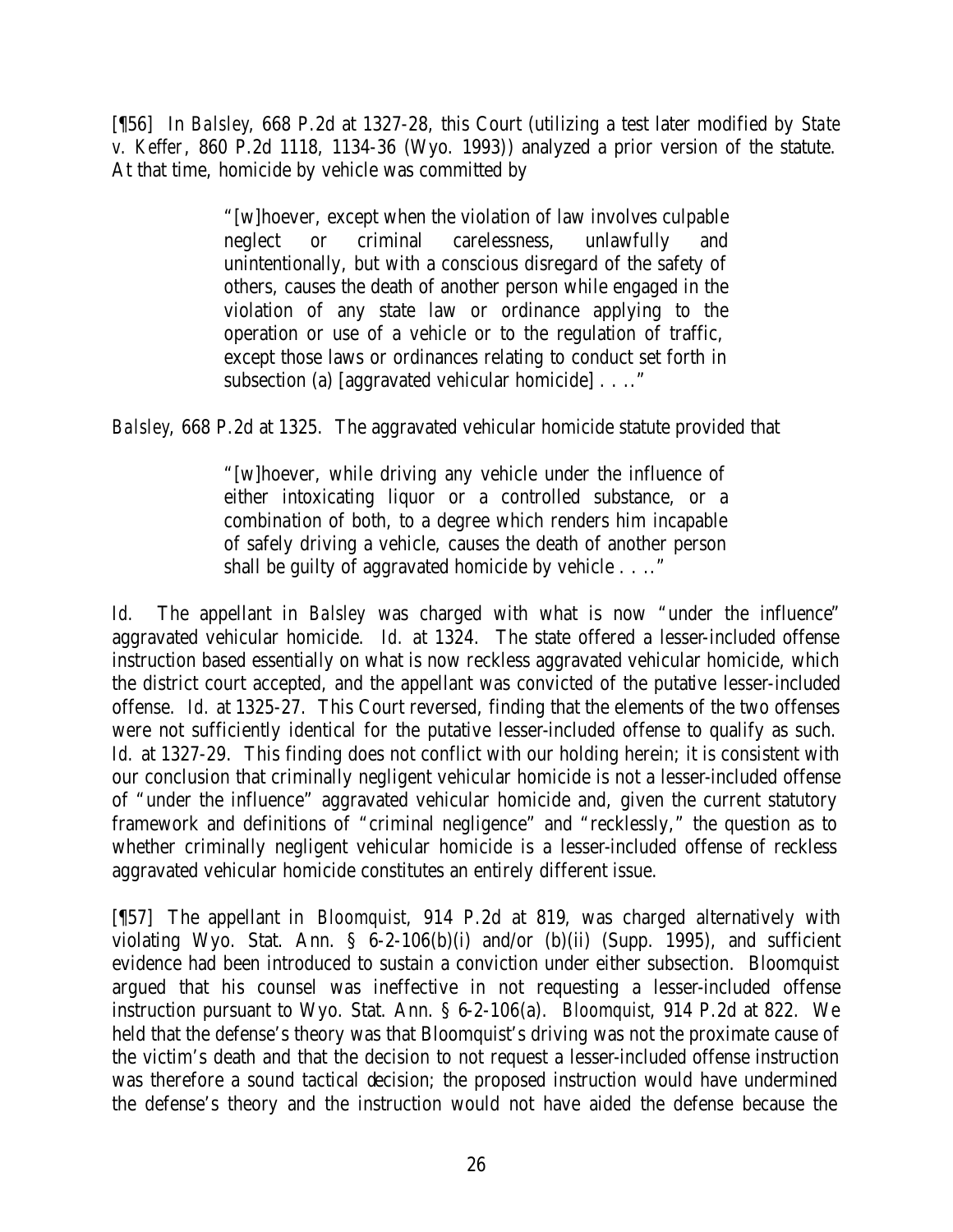[¶56] In *Balsley*, 668 P.2d at 1327-28, this Court (utilizing a test later modified by *State v. Keffer*, 860 P.2d 1118, 1134-36 (Wyo. 1993)) analyzed a prior version of the statute. At that time, homicide by vehicle was committed by

> "[w]hoever, except when the violation of law involves culpable neglect or criminal carelessness, unlawfully and unintentionally, but with a conscious disregard of the safety of others, causes the death of another person while engaged in the violation of any state law or ordinance applying to the operation or use of a vehicle or to the regulation of traffic, except those laws or ordinances relating to conduct set forth in subsection (a) [aggravated vehicular homicide] . . .."

*Balsley*, 668 P.2d at 1325. The aggravated vehicular homicide statute provided that

> "[w]hoever, while driving any vehicle under the influence of either intoxicating liquor or a controlled substance, or a combination of both, to a degree which renders him incapable of safely driving a vehicle, causes the death of another person shall be guilty of aggravated homicide by vehicle . . .."

*Id.* The appellant in *Balsley* was charged with what is now "under the influence" aggravated vehicular homicide. *Id.* at 1324. The state offered a lesser-included offense instruction based essentially on what is now reckless aggravated vehicular homicide, which the district court accepted, and the appellant was convicted of the putative lesser-included offense. *Id.* at 1325-27. This Court reversed, finding that the elements of the two offenses were not sufficiently identical for the putative lesser-included offense to qualify as such. *Id.* at 1327-29. This finding does not conflict with our holding herein; it is consistent with our conclusion that criminally negligent vehicular homicide is not a lesser-included offense of "under the influence" aggravated vehicular homicide and, given the current statutory framework and definitions of "criminal negligence" and "recklessly," the question as to whether criminally negligent vehicular homicide is a lesser-included offense of reckless aggravated vehicular homicide constitutes an entirely different issue.

[¶57] The appellant in *Bloomquist*, 914 P.2d at 819, was charged alternatively with violating Wyo. Stat. Ann. § 6-2-106(b)(i) and/or (b)(ii) (Supp. 1995), and sufficient evidence had been introduced to sustain a conviction under either subsection. Bloomquist argued that his counsel was ineffective in not requesting a lesser-included offense instruction pursuant to Wyo. Stat. Ann. § 6-2-106(a). *Bloomquist*, 914 P.2d at 822. We held that the defense's theory was that Bloomquist's driving was not the proximate cause of the victim's death and that the decision to not request a lesser-included offense instruction was therefore a sound tactical decision; the proposed instruction would have undermined the defense's theory and the instruction would not have aided the defense because the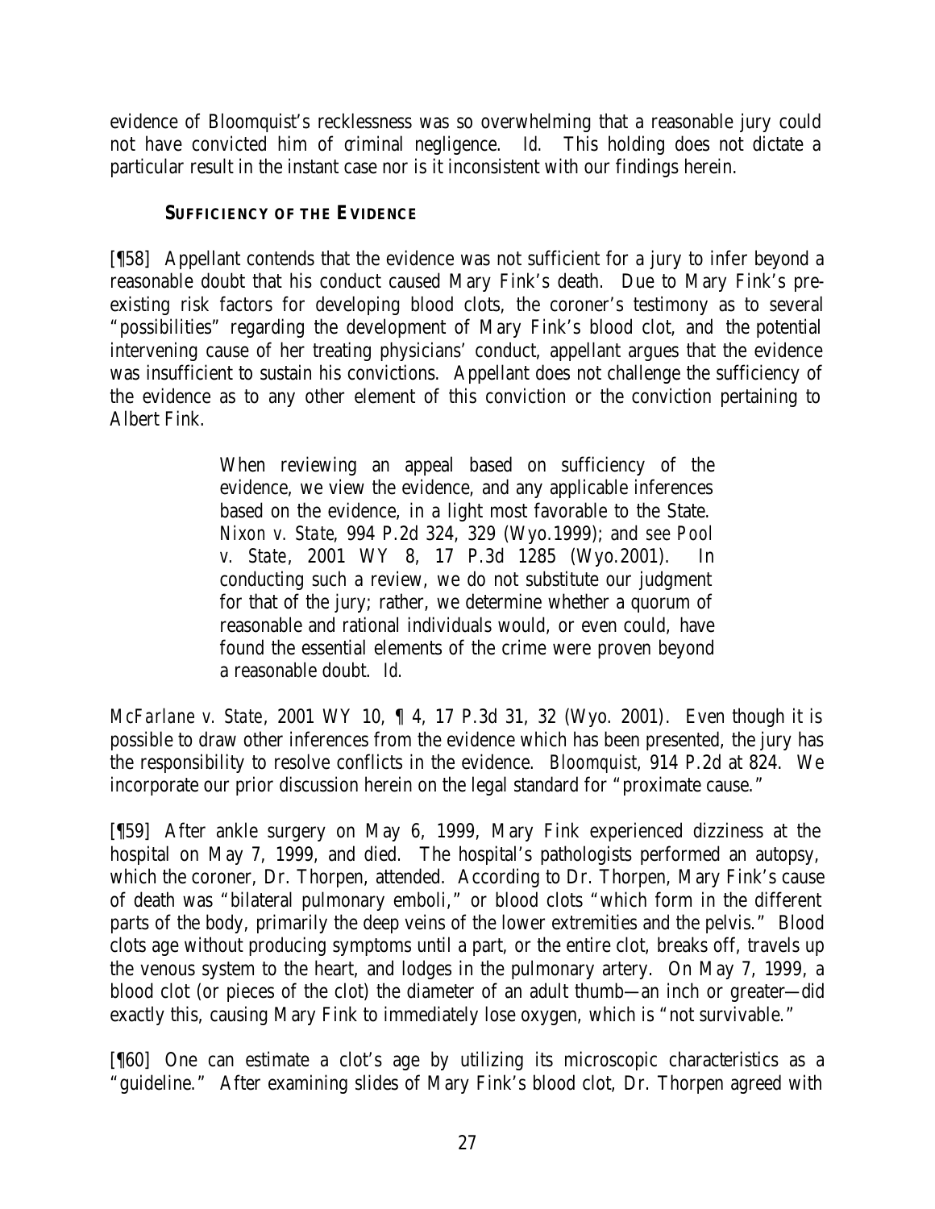evidence of Bloomquist's recklessness was so overwhelming that a reasonable jury could not have convicted him of criminal negligence. *Id.* This holding does not dictate a particular result in the instant case nor is it inconsistent with our findings herein.

### SUFFICIENCY OF THE EVIDENCE

[¶58] Appellant contends that the evidence was not sufficient for a jury to infer beyond a reasonable doubt that his conduct caused Mary Fink's death. Due to Mary Fink's pre-existing risk factors for developing blood clots, the coroner's testimony as to several "possibilities" regarding the development of Mary Fink's blood clot, and the potential intervening cause of her treating physicians' conduct, appellant argues that the evidence was insufficient to sustain his convictions. Appellant does not challenge the sufficiency of the evidence as to any other element of this conviction or the conviction pertaining to Albert Fink.

> When reviewing an appeal based on sufficiency of the evidence, we view the evidence, and any applicable inferences based on the evidence, in a light most favorable to the State. *Nixon v. State*, 994 P.2d 324, 329 (Wyo.1999); and *see Pool v. State*, 2001 WY 8, 17 P.3d 1285 (Wyo.2001). In conducting such a review, we do not substitute our judgment for that of the jury; rather, we determine whether a quorum of reasonable and rational individuals would, or even could, have found the essential elements of the crime were proven beyond a reasonable doubt. *Id.*

*McFarlane v. State*, 2001 WY 10, ¶ 4, 17 P.3d 31, 32 (Wyo. 2001). Even though it is possible to draw other inferences from the evidence which has been presented, the jury has the responsibility to resolve conflicts in the evidence. *Bloomquist*, 914 P.2d at 824. We incorporate our prior discussion herein on the legal standard for "proximate cause."

[¶59] After ankle surgery on May 6, 1999, Mary Fink experienced dizziness at the hospital on May 7, 1999, and died. The hospital's pathologists performed an autopsy, which the coroner, Dr. Thorpen, attended. According to Dr. Thorpen, Mary Fink's cause of death was "bilateral pulmonary emboli," or blood clots "which form in the different parts of the body, primarily the deep veins of the lower extremities and the pelvis." Blood clots age without producing symptoms until a part, or the entire clot, breaks off, travels up the venous system to the heart, and lodges in the pulmonary artery. On May 7, 1999, a blood clot (or pieces of the clot) the diameter of an adult thumb—an inch or greater—did exactly this, causing Mary Fink to immediately lose oxygen, which is "not survivable."

[¶60] One can estimate a clot's age by utilizing its microscopic characteristics as a "guideline." After examining slides of Mary Fink's blood clot, Dr. Thorpen agreed with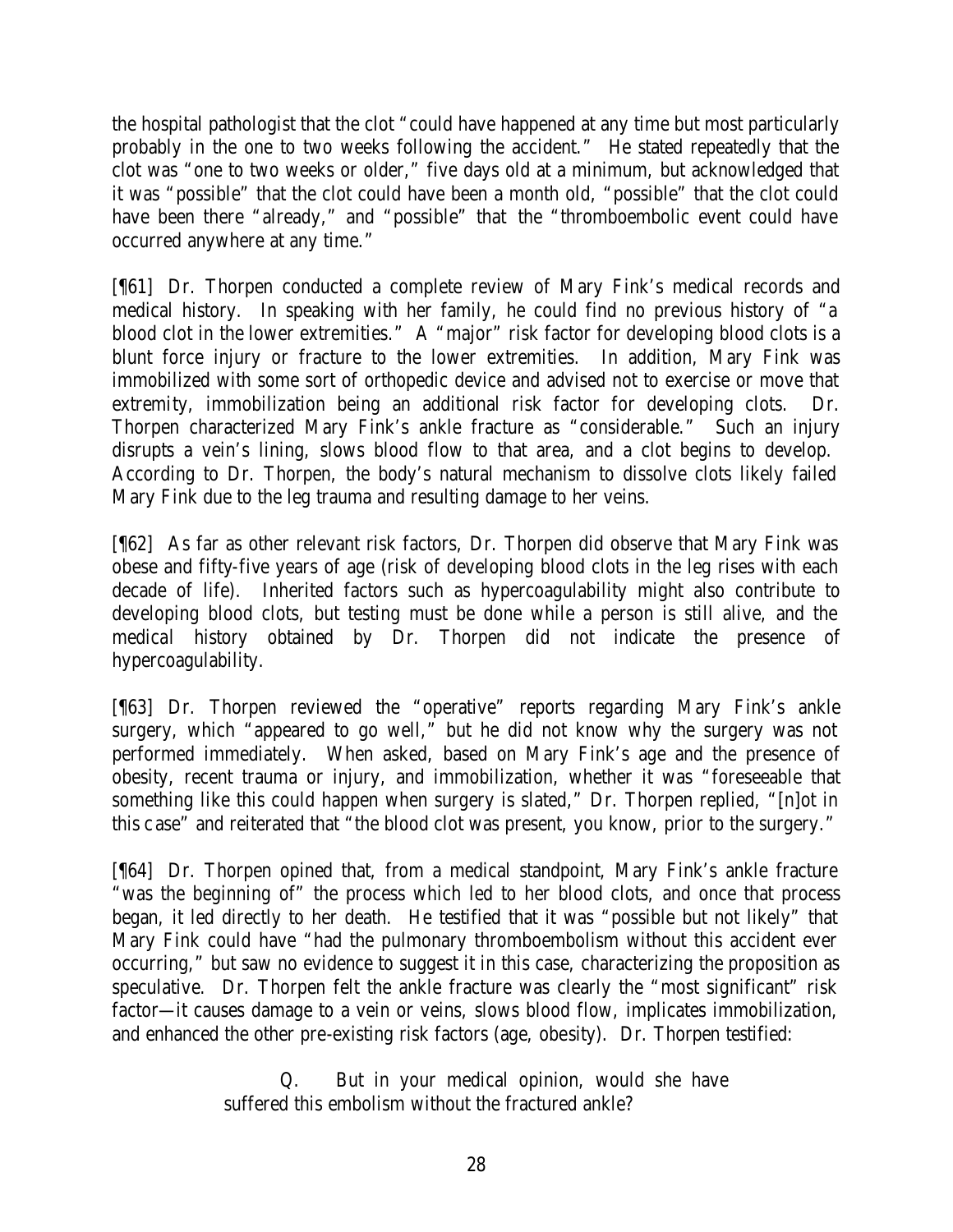the hospital pathologist that the clot "could have happened at any time but most particularly probably in the one to two weeks following the accident." He stated repeatedly that the clot was "one to two weeks or older," five days old at a minimum, but acknowledged that it was "possible" that the clot could have been a month old, "possible" that the clot could have been there "already," and "possible" that the "thromboembolic event could have occurred anywhere at any time."

[¶61] Dr. Thorpen conducted a complete review of Mary Fink's medical records and medical history. In speaking with her family, he could find no previous history of "a blood clot in the lower extremities." A "major" risk factor for developing blood clots is a blunt force injury or fracture to the lower extremities. In addition, Mary Fink was immobilized with some sort of orthopedic device and advised not to exercise or move that extremity, immobilization being an additional risk factor for developing clots. Dr. Thorpen characterized Mary Fink's ankle fracture as "considerable." Such an injury disrupts a vein's lining, slows blood flow to that area, and a clot begins to develop. According to Dr. Thorpen, the body's natural mechanism to dissolve clots likely failed Mary Fink due to the leg trauma and resulting damage to her veins.

[¶62] As far as other relevant risk factors, Dr. Thorpen did observe that Mary Fink was obese and fifty-five years of age (risk of developing blood clots in the leg rises with each decade of life). Inherited factors such as hypercoagulability might also contribute to developing blood clots, but testing must be done while a person is still alive, and the medical history obtained by Dr. Thorpen did not indicate the presence of hypercoagulability.

[¶63] Dr. Thorpen reviewed the "operative" reports regarding Mary Fink's ankle surgery, which "appeared to go well," but he did not know why the surgery was not performed immediately. When asked, based on Mary Fink's age and the presence of obesity, recent trauma or injury, and immobilization, whether it was "foreseeable that something like this could happen when surgery is slated," Dr. Thorpen replied, "[n]ot in this case" and reiterated that "the blood clot was present, you know, prior to the surgery."

[¶64] Dr. Thorpen opined that, from a medical standpoint, Mary Fink's ankle fracture "was the beginning of" the process which led to her blood clots, and once that process began, it led directly to her death. He testified that it was "possible but not likely" that Mary Fink could have "had the pulmonary thromboembolism without this accident ever occurring," but saw no evidence to suggest it in this case, characterizing the proposition as speculative. Dr. Thorpen felt the ankle fracture was clearly the "most significant" risk factor—it causes damage to a vein or veins, slows blood flow, implicates immobilization, and enhanced the other pre-existing risk factors (age, obesity). Dr. Thorpen testified:

> Q. But in your medical opinion, would she have suffered this embolism without the fractured ankle?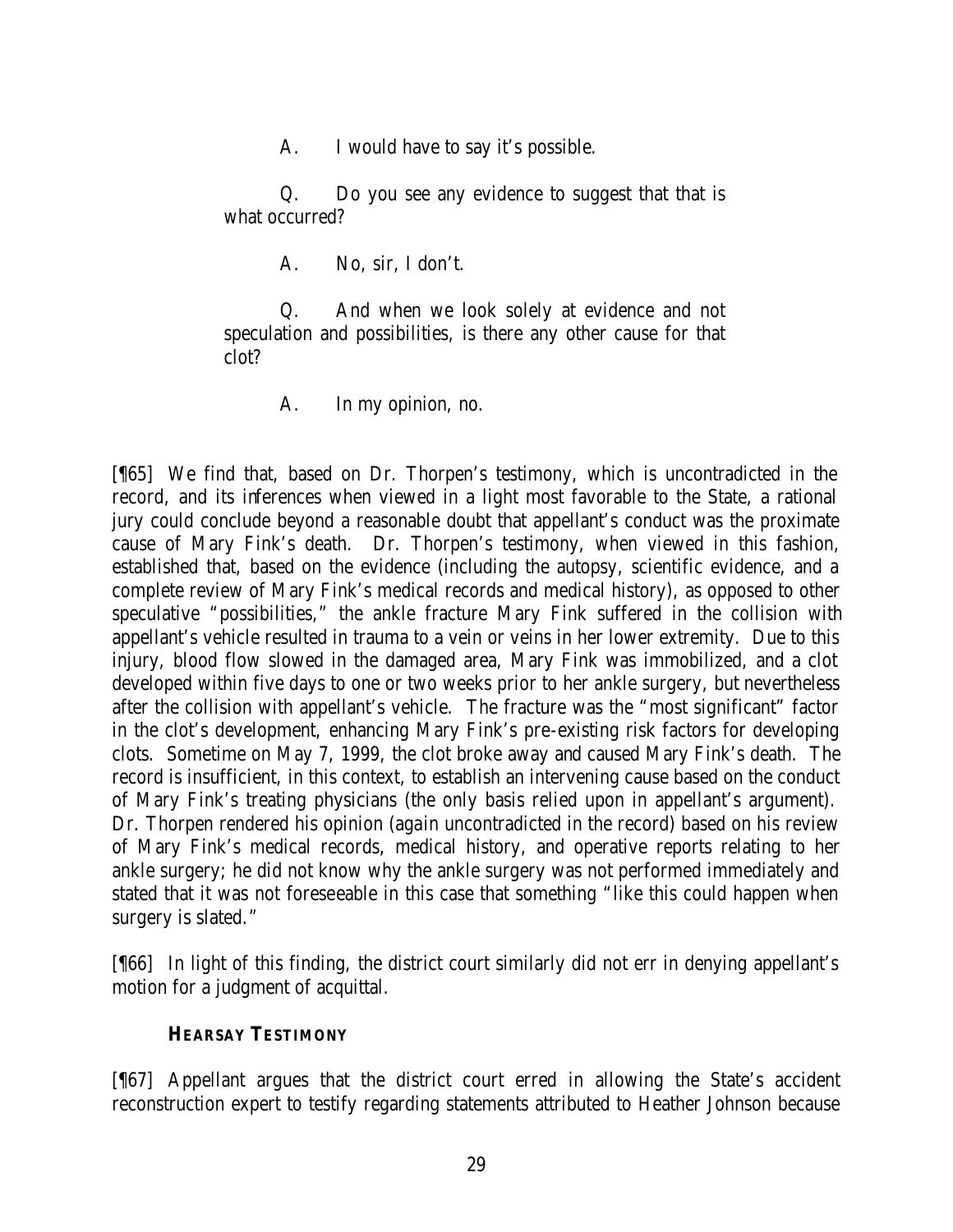A. I would have to say it's possible.

Q. Do you see any evidence to suggest that that is what occurred?

A. No, sir, I don't.

Q. And when we look solely at evidence and not speculation and possibilities, is there any other cause for that clot?

A. In my opinion, no.

[¶65] We find that, based on Dr. Thorpen's testimony, which is uncontradicted in the record, and its inferences when viewed in a light most favorable to the State, a rational jury could conclude beyond a reasonable doubt that appellant's conduct was the proximate cause of Mary Fink's death. Dr. Thorpen's testimony, when viewed in this fashion, established that, based on the evidence (including the autopsy, scientific evidence, and a complete review of Mary Fink's medical records and medical history), as opposed to other speculative "possibilities," the ankle fracture Mary Fink suffered in the collision with appellant's vehicle resulted in trauma to a vein or veins in her lower extremity. Due to this injury, blood flow slowed in the damaged area, Mary Fink was immobilized, and a clot developed within five days to one or two weeks prior to her ankle surgery, but nevertheless after the collision with appellant's vehicle. The fracture was the "most significant" factor in the clot's development, enhancing Mary Fink's pre-existing risk factors for developing clots. Sometime on May 7, 1999, the clot broke away and caused Mary Fink's death. The record is insufficient, in this context, to establish an intervening cause based on the conduct of Mary Fink's treating physicians (the only basis relied upon in appellant's argument). Dr. Thorpen rendered his opinion (again uncontradicted in the record) based on his review of Mary Fink's medical records, medical history, and operative reports relating to her ankle surgery; he did not know why the ankle surgery was not performed immediately and stated that it was not foreseeable in this case that something "like this could happen when surgery is slated."

[¶66] In light of this finding, the district court similarly did not err in denying appellant's motion for a judgment of acquittal.

### HEARSAY TESTIMONY

[¶67] Appellant argues that the district court erred in allowing the State's accident reconstruction expert to testify regarding statements attributed to Heather Johnson because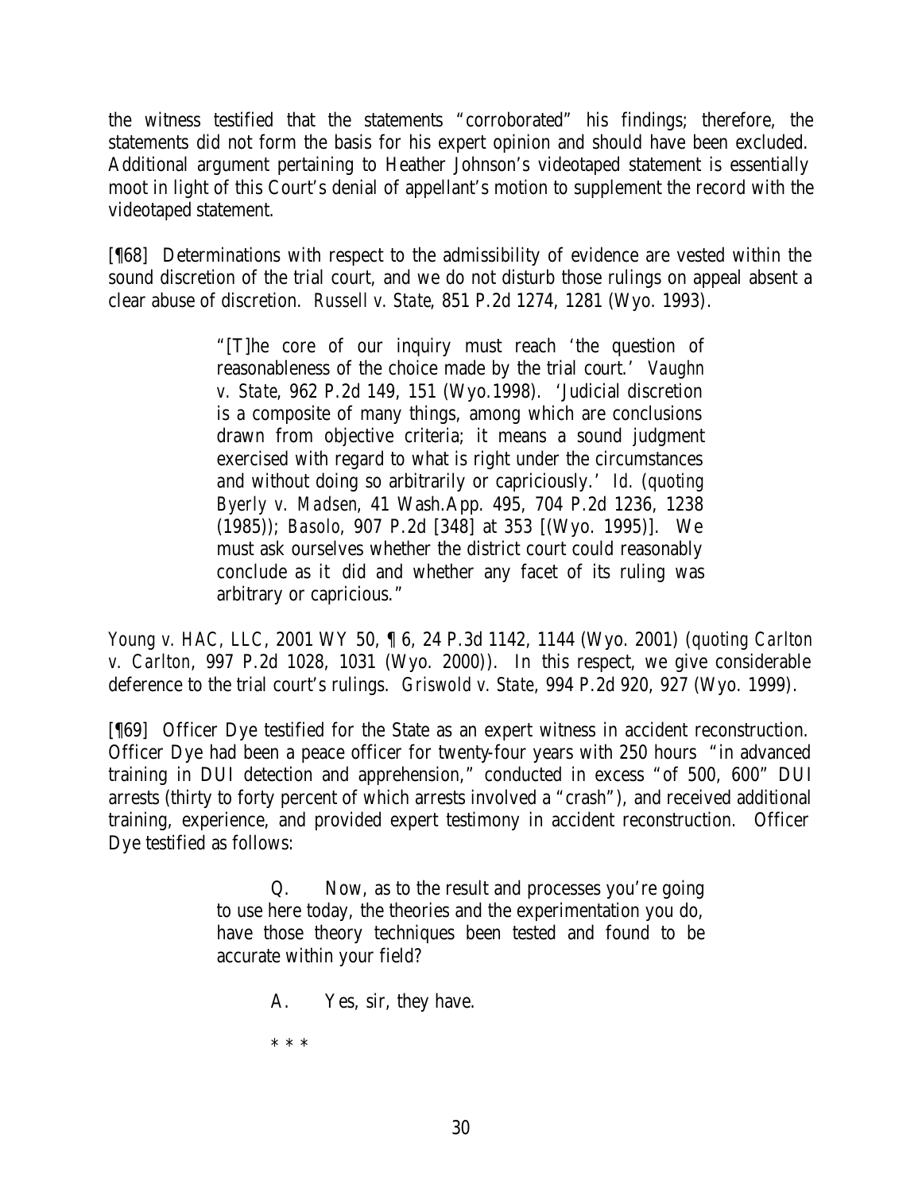the witness testified that the statements "corroborated" his findings; therefore, the statements did not form the basis for his expert opinion and should have been excluded. Additional argument pertaining to Heather Johnson's videotaped statement is essentially moot in light of this Court's denial of appellant's motion to supplement the record with the videotaped statement.

[¶68] Determinations with respect to the admissibility of evidence are vested within the sound discretion of the trial court, and we do not disturb those rulings on appeal absent a clear abuse of discretion. *Russell v. State*, 851 P.2d 1274, 1281 (Wyo. 1993).

> "[T]he core of our inquiry must reach 'the question of reasonableness of the choice made by the trial court.' *Vaughn v. State*, 962 P.2d 149, 151 (Wyo.1998). 'Judicial discretion is a composite of many things, among which are conclusions drawn from objective criteria; it means a sound judgment exercised with regard to what is right under the circumstances and without doing so arbitrarily or capriciously.' *Id.* (*quoting Byerly v. Madsen*, 41 Wash.App. 495, 704 P.2d 1236, 1238 (1985)); *Basolo*, 907 P.2d [348] at 353 [(Wyo. 1995)]. We must ask ourselves whether the district court could reasonably conclude as it did and whether any facet of its ruling was arbitrary or capricious."

*Young v. HAC, LLC*, 2001 WY 50, ¶ 6, 24 P.3d 1142, 1144 (Wyo. 2001) (*quoting Carlton v. Carlton*, 997 P.2d 1028, 1031 (Wyo. 2000)). In this respect, we give considerable deference to the trial court's rulings. *Griswold v. State*, 994 P.2d 920, 927 (Wyo. 1999).

[¶69] Officer Dye testified for the State as an expert witness in accident reconstruction. Officer Dye had been a peace officer for twenty-four years with 250 hours "in advanced training in DUI detection and apprehension," conducted in excess "of 500, 600" DUI arrests (thirty to forty percent of which arrests involved a "crash"), and received additional training, experience, and provided expert testimony in accident reconstruction. Officer Dye testified as follows:

> Q. Now, as to the result and processes you're going to use here today, the theories and the experimentation you do, have those theory techniques been tested and found to be accurate within your field?
>
> A. Yes, sir, they have.
>
> \* \* \*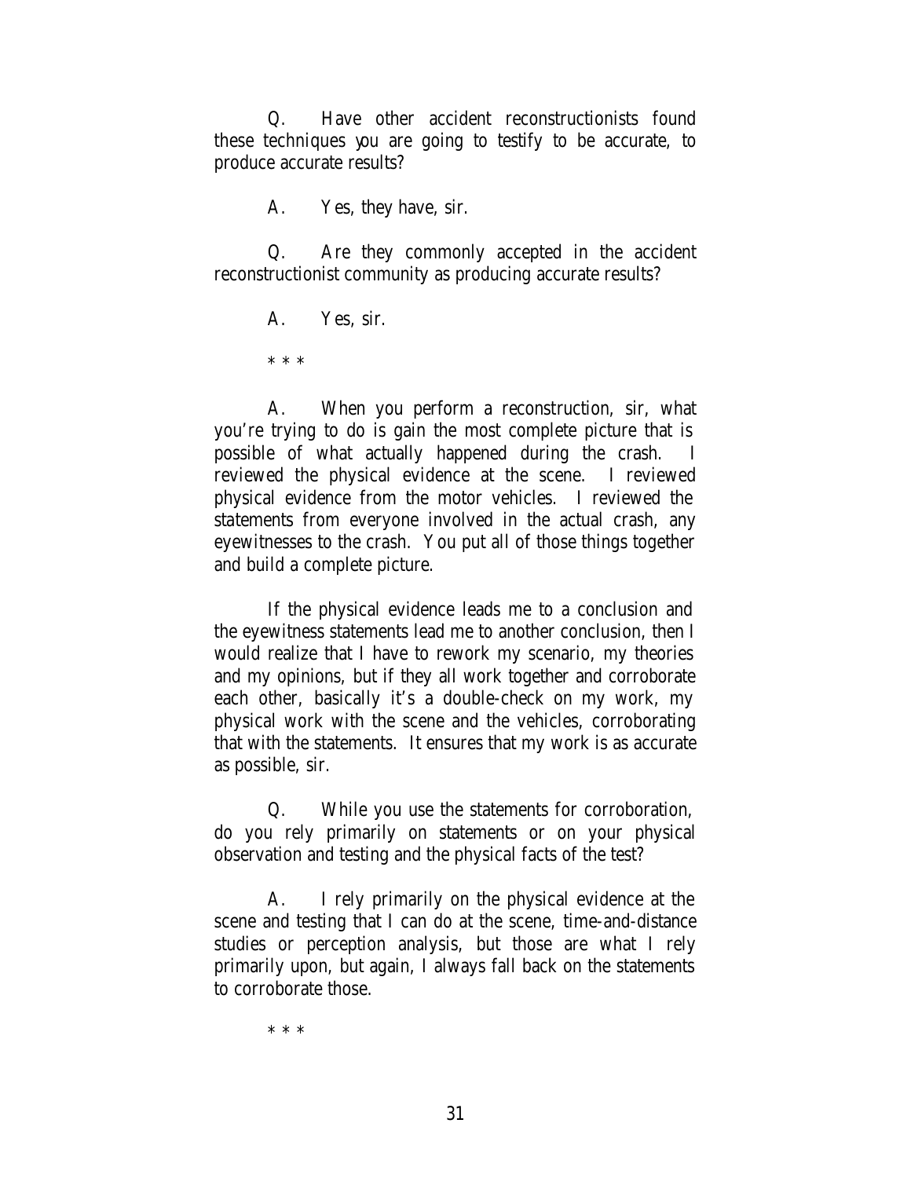Q. Have other accident reconstructionists found these techniques you are going to testify to be accurate, to produce accurate results?

A. Yes, they have, sir.

Q. Are they commonly accepted in the accident reconstructionist community as producing accurate results?

A. Yes, sir.

\* \* \*

A. When you perform a reconstruction, sir, what you're trying to do is gain the most complete picture that is possible of what actually happened during the crash. I reviewed the physical evidence at the scene. I reviewed physical evidence from the motor vehicles. I reviewed the statements from everyone involved in the actual crash, any eyewitnesses to the crash. You put all of those things together and build a complete picture.

If the physical evidence leads me to a conclusion and the eyewitness statements lead me to another conclusion, then I would realize that I have to rework my scenario, my theories and my opinions, but if they all work together and corroborate each other, basically it's a double-check on my work, my physical work with the scene and the vehicles, corroborating that with the statements. It ensures that my work is as accurate as possible, sir.

Q. While you use the statements for corroboration, do you rely primarily on statements or on your physical observation and testing and the physical facts of the test?

A. I rely primarily on the physical evidence at the scene and testing that I can do at the scene, time-and-distance studies or perception analysis, but those are what I rely primarily upon, but again, I always fall back on the statements to corroborate those.

\* \* \*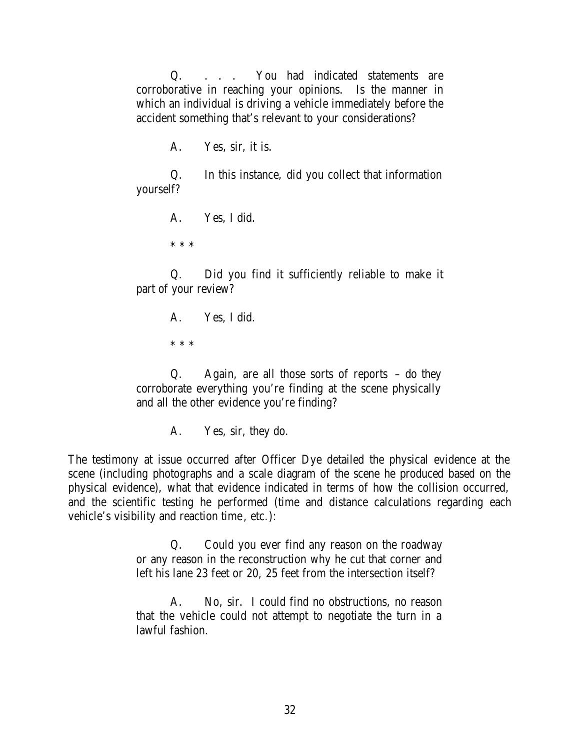> Q. . . . You had indicated statements are corroborative in reaching your opinions. Is the manner in which an individual is driving a vehicle immediately before the accident something that's relevant to your considerations?
>
> A. Yes, sir, it is.
>
> Q. In this instance, did you collect that information yourself?
>
> A. Yes, I did.
>
> * * *
>
> Q. Did you find it sufficiently reliable to make it part of your review?
>
> A. Yes, I did.
>
> * * *
>
> Q. Again, are all those sorts of reports – do they corroborate everything you're finding at the scene physically and all the other evidence you're finding?
>
> A. Yes, sir, they do.

The testimony at issue occurred after Officer Dye detailed the physical evidence at the scene (including photographs and a scale diagram of the scene he produced based on the physical evidence), what that evidence indicated in terms of how the collision occurred, and the scientific testing he performed (time and distance calculations regarding each vehicle's visibility and reaction time, etc.):

> Q. Could you ever find any reason on the roadway or any reason in the reconstruction why he cut that corner and left his lane 23 feet or 20, 25 feet from the intersection itself?
>
> A. No, sir. I could find no obstructions, no reason that the vehicle could not attempt to negotiate the turn in a lawful fashion.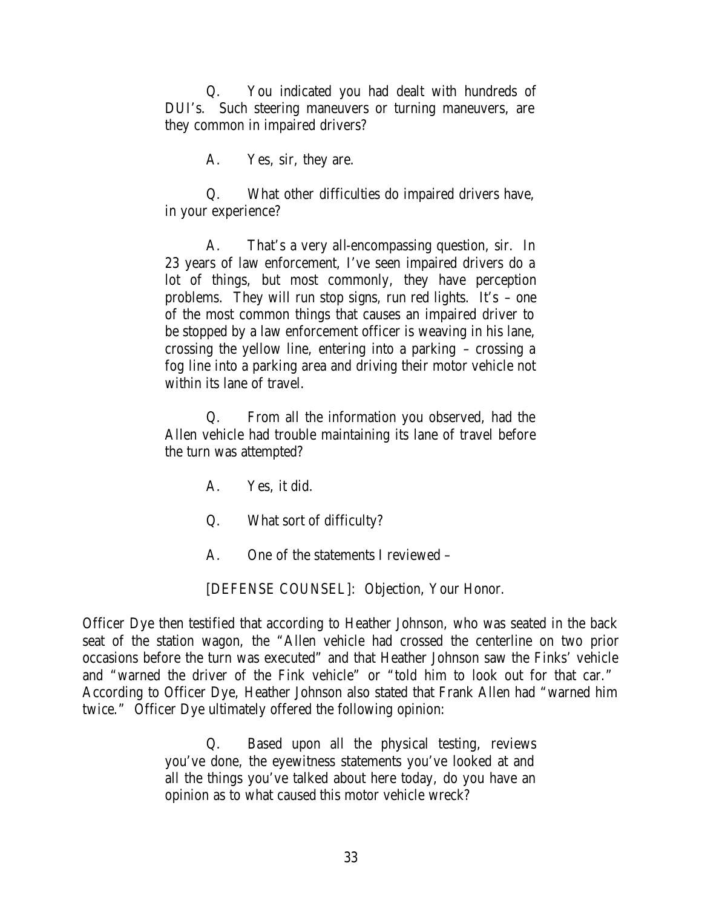> Q. You indicated you had dealt with hundreds of DUI's. Such steering maneuvers or turning maneuvers, are they common in impaired drivers?
>
> A. Yes, sir, they are.
>
> Q. What other difficulties do impaired drivers have, in your experience?
>
> A. That's a very all-encompassing question, sir. In 23 years of law enforcement, I've seen impaired drivers do a lot of things, but most commonly, they have perception problems. They will run stop signs, run red lights. It's – one of the most common things that causes an impaired driver to be stopped by a law enforcement officer is weaving in his lane, crossing the yellow line, entering into a parking – crossing a fog line into a parking area and driving their motor vehicle not within its lane of travel.
>
> Q. From all the information you observed, had the Allen vehicle had trouble maintaining its lane of travel before the turn was attempted?
>
> A. Yes, it did.
>
> Q. What sort of difficulty?
>
> A. One of the statements I reviewed –
>
> [DEFENSE COUNSEL]: Objection, Your Honor.

Officer Dye then testified that according to Heather Johnson, who was seated in the back seat of the station wagon, the "Allen vehicle had crossed the centerline on two prior occasions before the turn was executed" and that Heather Johnson saw the Finks' vehicle and "warned the driver of the Fink vehicle" or "told him to look out for that car." According to Officer Dye, Heather Johnson also stated that Frank Allen had "warned him twice." Officer Dye ultimately offered the following opinion:

> Q. Based upon all the physical testing, reviews you've done, the eyewitness statements you've looked at and all the things you've talked about here today, do you have an opinion as to what caused this motor vehicle wreck?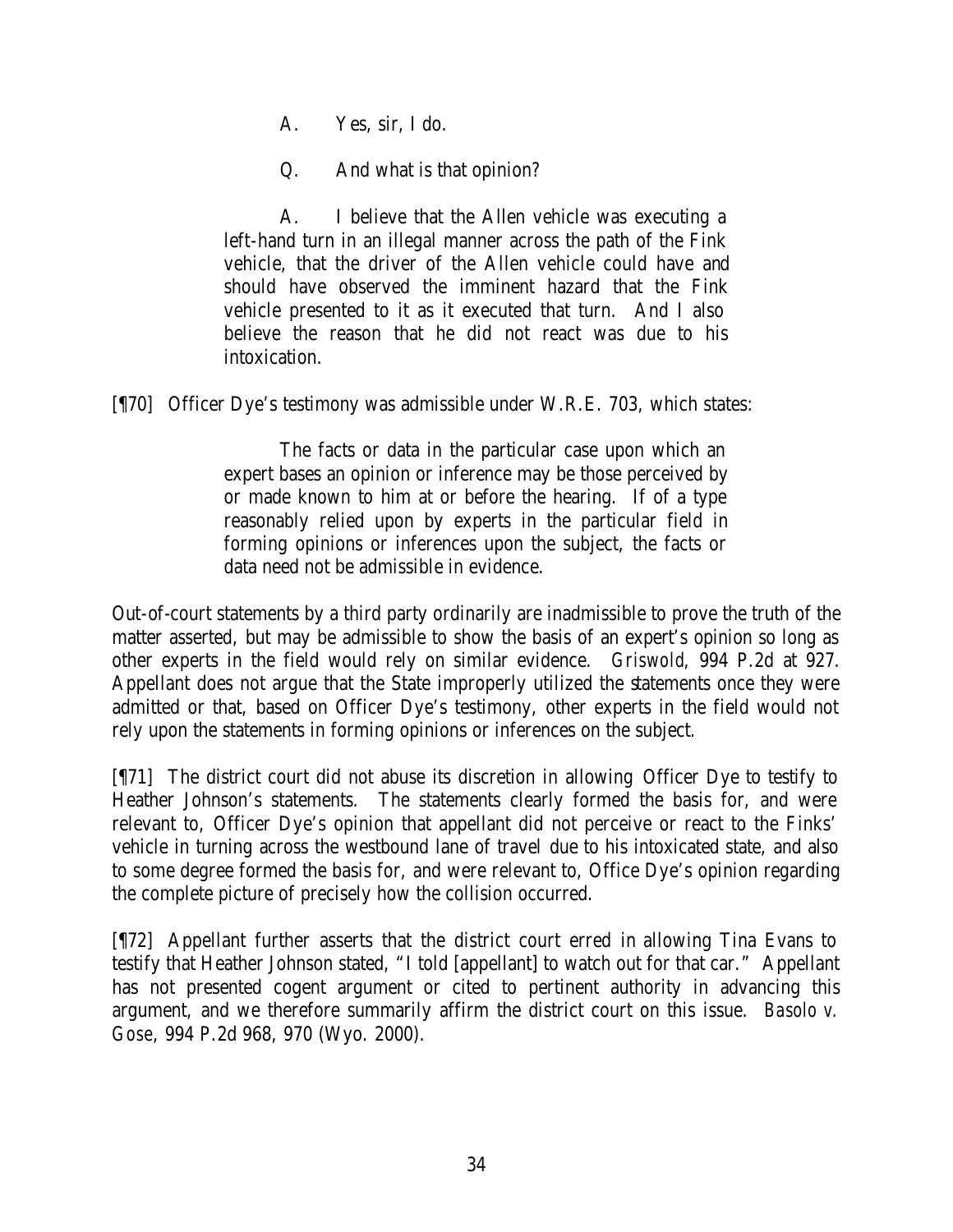> A. Yes, sir, I do.
>
> Q. And what is that opinion?
>
> A. I believe that the Allen vehicle was executing a left-hand turn in an illegal manner across the path of the Fink vehicle, that the driver of the Allen vehicle could have and should have observed the imminent hazard that the Fink vehicle presented to it as it executed that turn. And I also believe the reason that he did not react was due to his intoxication.

[¶70] Officer Dye's testimony was admissible under W.R.E. 703, which states:

> The facts or data in the particular case upon which an expert bases an opinion or inference may be those perceived by or made known to him at or before the hearing. If of a type reasonably relied upon by experts in the particular field in forming opinions or inferences upon the subject, the facts or data need not be admissible in evidence.

Out-of-court statements by a third party ordinarily are inadmissible to prove the truth of the matter asserted, but may be admissible to show the basis of an expert's opinion so long as other experts in the field would rely on similar evidence. *Griswold*, 994 P.2d at 927. Appellant does not argue that the State improperly utilized the statements once they were admitted or that, based on Officer Dye's testimony, other experts in the field would not rely upon the statements in forming opinions or inferences on the subject.

[¶71] The district court did not abuse its discretion in allowing Officer Dye to testify to Heather Johnson's statements. The statements clearly formed the basis for, and were relevant to, Officer Dye's opinion that appellant did not perceive or react to the Finks' vehicle in turning across the westbound lane of travel due to his intoxicated state, and also to some degree formed the basis for, and were relevant to, Office Dye's opinion regarding the complete picture of precisely how the collision occurred.

[¶72] Appellant further asserts that the district court erred in allowing Tina Evans to testify that Heather Johnson stated, "I told [appellant] to watch out for that car." Appellant has not presented cogent argument or cited to pertinent authority in advancing this argument, and we therefore summarily affirm the district court on this issue. *Basolo v. Gose*, 994 P.2d 968, 970 (Wyo. 2000).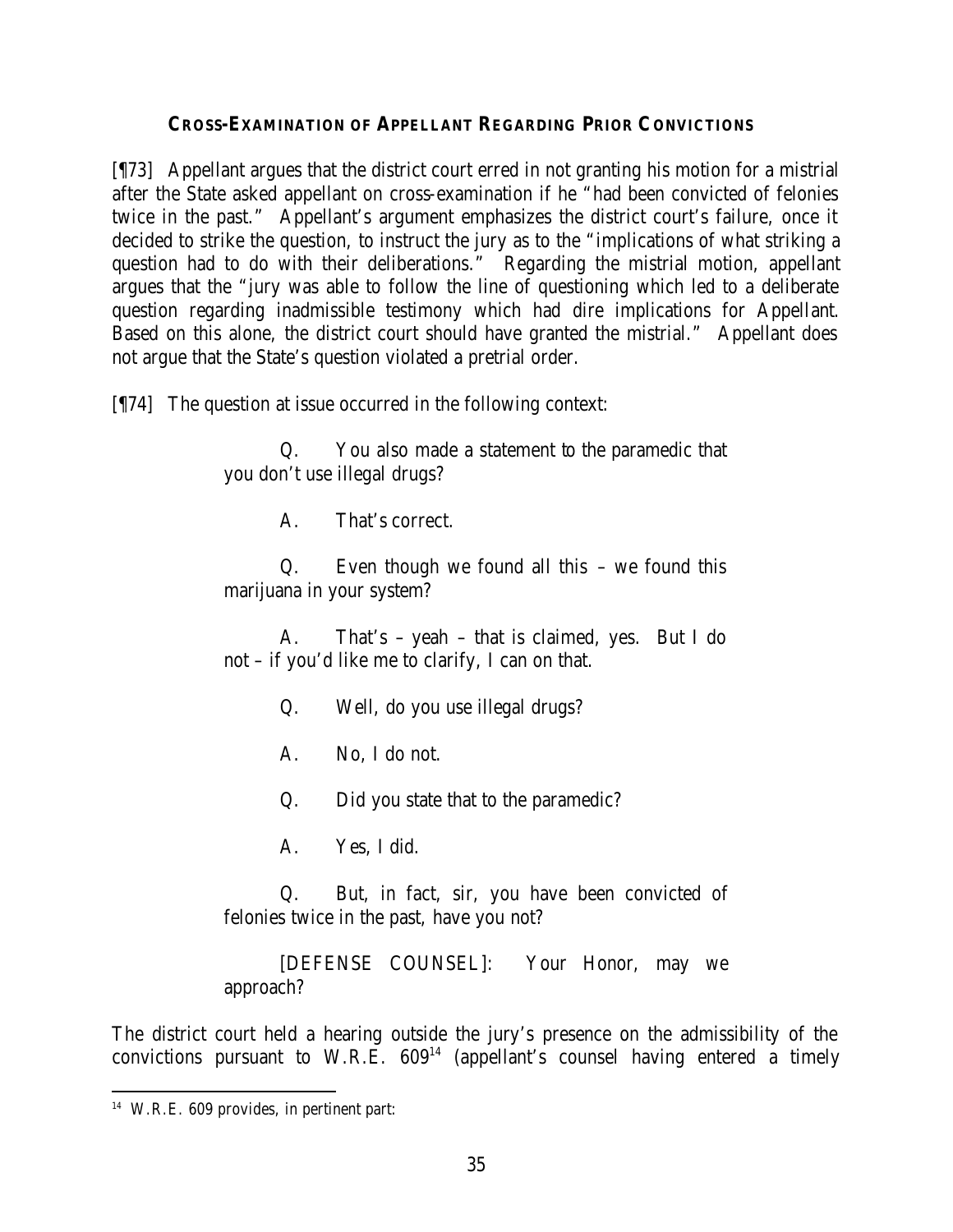**CROSS-EXAMINATION OF APPELLANT REGARDING PRIOR CONVICTIONS**

[¶73] Appellant argues that the district court erred in not granting his motion for a mistrial after the State asked appellant on cross-examination if he "had been convicted of felonies twice in the past." Appellant's argument emphasizes the district court's failure, once it decided to strike the question, to instruct the jury as to the "implications of what striking a question had to do with their deliberations." Regarding the mistrial motion, appellant argues that the "jury was able to follow the line of questioning which led to a deliberate question regarding inadmissible testimony which had dire implications for Appellant. Based on this alone, the district court should have granted the mistrial." Appellant does not argue that the State's question violated a pretrial order.

[¶74] The question at issue occurred in the following context:

> Q. You also made a statement to the paramedic that you don't use illegal drugs?
>
> A. That's correct.
>
> Q. Even though we found all this – we found this marijuana in your system?
>
> A. That's – yeah – that is claimed, yes. But I do not – if you'd like me to clarify, I can on that.
>
> Q. Well, do you use illegal drugs?
>
> A. No, I do not.
>
> Q. Did you state that to the paramedic?
>
> A. Yes, I did.
>
> Q. But, in fact, sir, you have been convicted of felonies twice in the past, have you not?
>
> [DEFENSE COUNSEL]: Your Honor, may we approach?

The district court held a hearing outside the jury's presence on the admissibility of the convictions pursuant to W.R.E. 609[14] (appellant's counsel having entered a timely

---

[14] W.R.E. 609 provides, in pertinent part: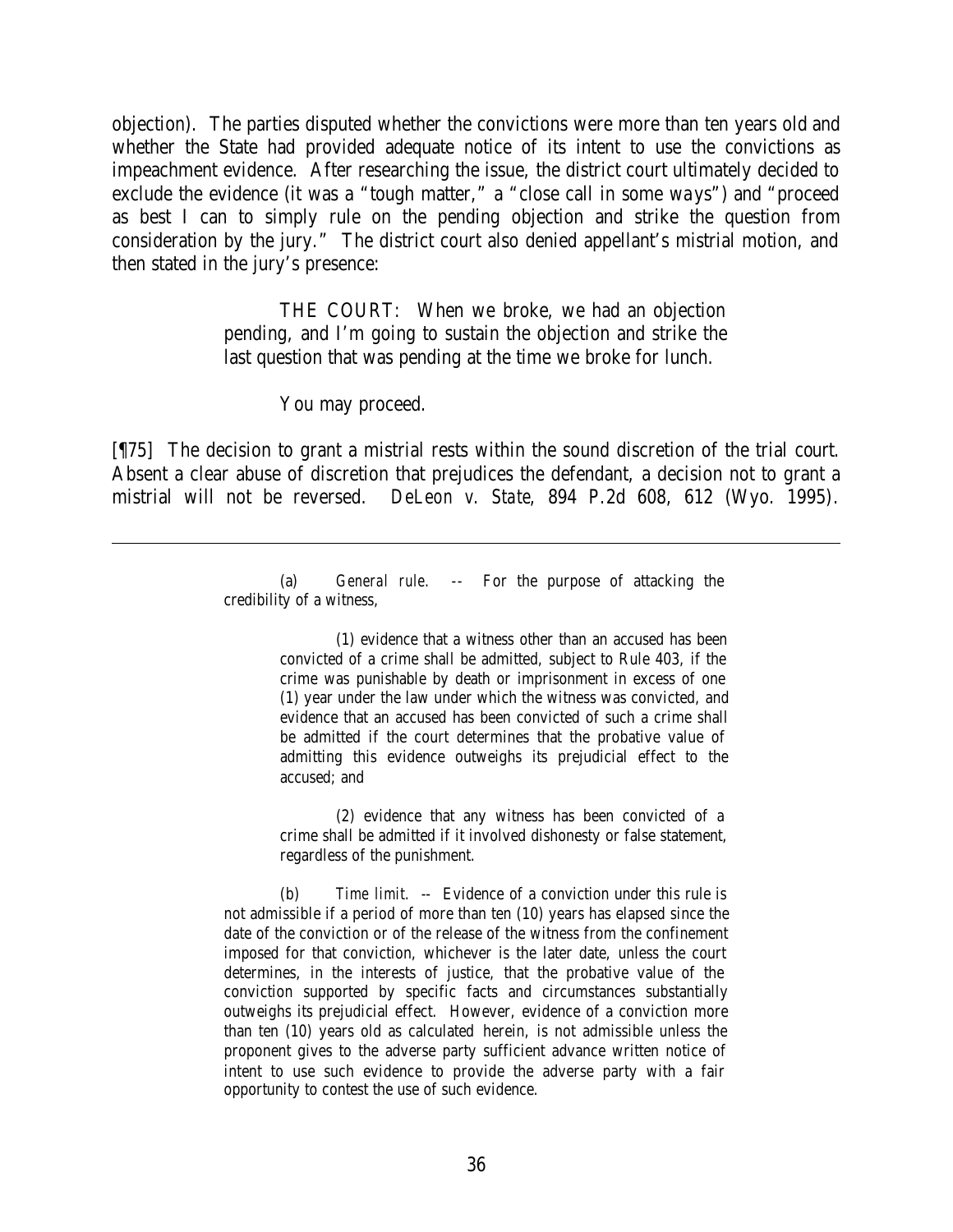objection). The parties disputed whether the convictions were more than ten years old and whether the State had provided adequate notice of its intent to use the convictions as impeachment evidence. After researching the issue, the district court ultimately decided to exclude the evidence (it was a "tough matter," a "close call in some ways") and "proceed as best I can to simply rule on the pending objection and strike the question from consideration by the jury." The district court also denied appellant's mistrial motion, and then stated in the jury's presence:

> THE COURT: When we broke, we had an objection pending, and I'm going to sustain the objection and strike the last question that was pending at the time we broke for lunch.
>
> You may proceed.

[¶75] The decision to grant a mistrial rests within the sound discretion of the trial court. Absent a clear abuse of discretion that prejudices the defendant, a decision not to grant a mistrial will not be reversed. *DeLeon v. State*, 894 P.2d 608, 612 (Wyo. 1995).

---

> (a) *General rule.* -- For the purpose of attacking the credibility of a witness,
>
> (1) evidence that a witness other than an accused has been convicted of a crime shall be admitted, subject to Rule 403, if the crime was punishable by death or imprisonment in excess of one (1) year under the law under which the witness was convicted, and evidence that an accused has been convicted of such a crime shall be admitted if the court determines that the probative value of admitting this evidence outweighs its prejudicial effect to the accused; and
>
> (2) evidence that any witness has been convicted of a crime shall be admitted if it involved dishonesty or false statement, regardless of the punishment.
>
> (b) *Time limit.* -- Evidence of a conviction under this rule is not admissible if a period of more than ten (10) years has elapsed since the date of the conviction or of the release of the witness from the confinement imposed for that conviction, whichever is the later date, unless the court determines, in the interests of justice, that the probative value of the conviction supported by specific facts and circumstances substantially outweighs its prejudicial effect. However, evidence of a conviction more than ten (10) years old as calculated herein, is not admissible unless the proponent gives to the adverse party sufficient advance written notice of intent to use such evidence to provide the adverse party with a fair opportunity to contest the use of such evidence.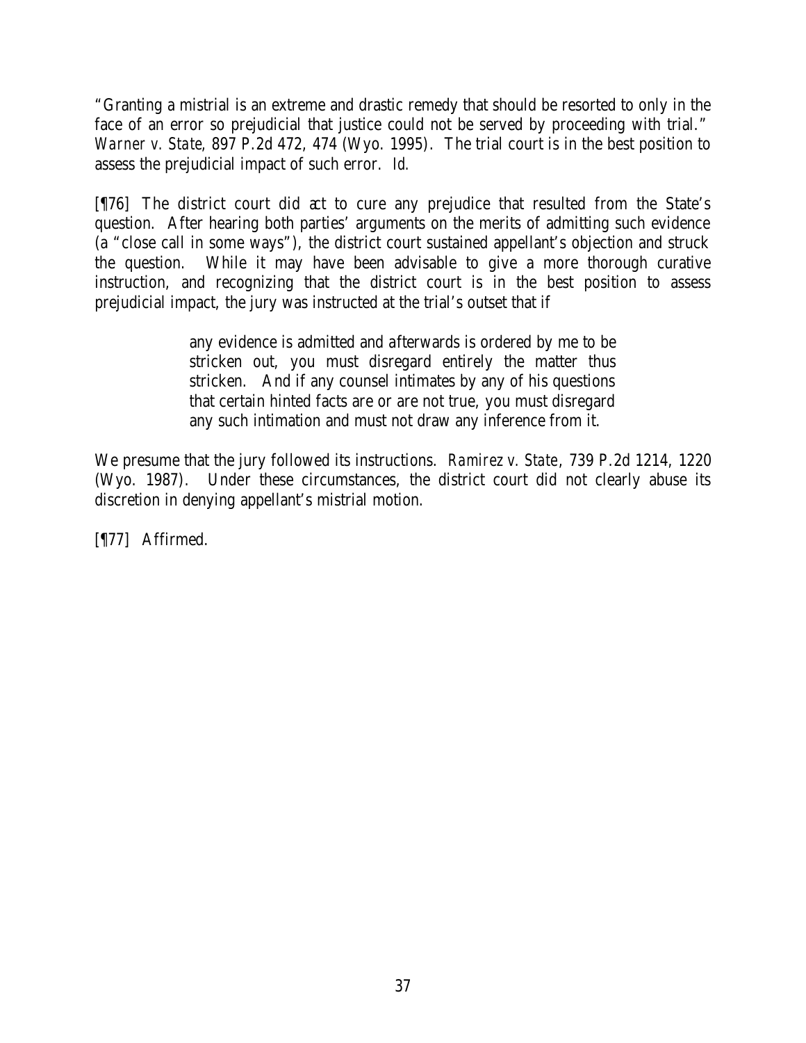"Granting a mistrial is an extreme and drastic remedy that should be resorted to only in the face of an error so prejudicial that justice could not be served by proceeding with trial." *Warner v. State*, 897 P.2d 472, 474 (Wyo. 1995). The trial court is in the best position to assess the prejudicial impact of such error. *Id.*

[¶76] The district court did act to cure any prejudice that resulted from the State's question. After hearing both parties' arguments on the merits of admitting such evidence (a "close call in some ways"), the district court sustained appellant's objection and struck the question. While it may have been advisable to give a more thorough curative instruction, and recognizing that the district court is in the best position to assess prejudicial impact, the jury was instructed at the trial's outset that if

> any evidence is admitted and afterwards is ordered by me to be stricken out, you must disregard entirely the matter thus stricken. And if any counsel intimates by any of his questions that certain hinted facts are or are not true, you must disregard any such intimation and must not draw any inference from it.

We presume that the jury followed its instructions. *Ramirez v. State*, 739 P.2d 1214, 1220 (Wyo. 1987). Under these circumstances, the district court did not clearly abuse its discretion in denying appellant's mistrial motion.

[¶77] Affirmed.